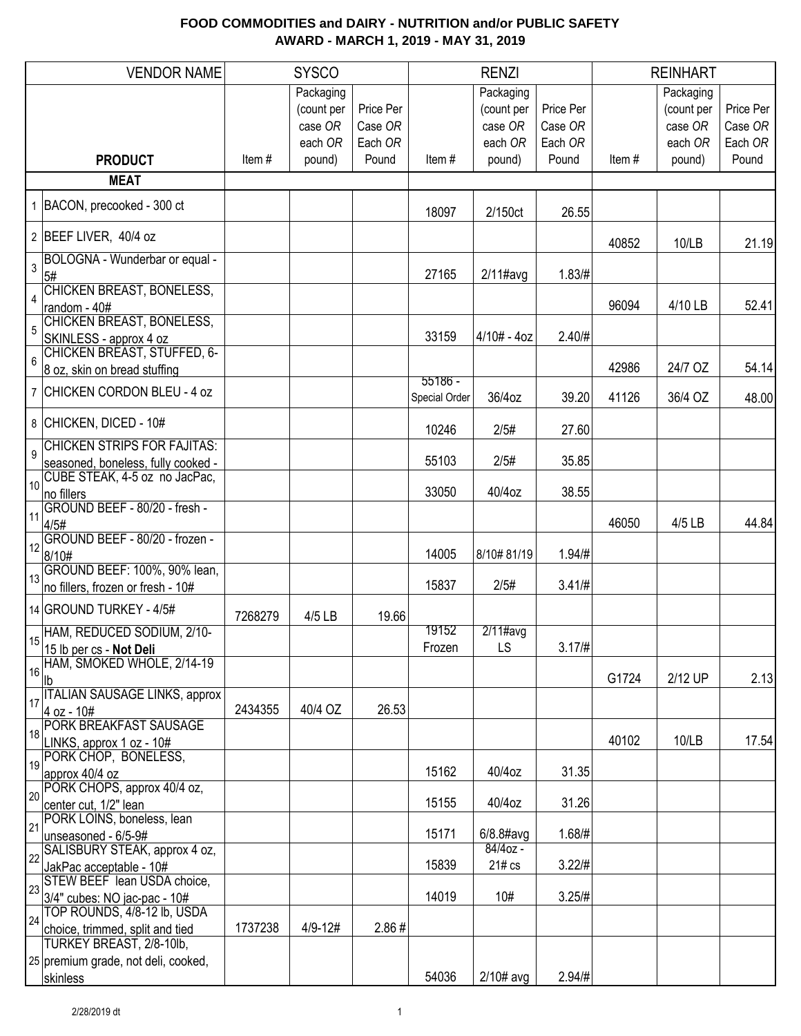# FOOD COMMODITIES and DAIRY - NUTRITION and/or PUBLIC SAFETY
## AWARD - MARCH 1, 2019 - MAY 31, 2019

| | VENDOR NAME | SYSCO | | | RENZI | | | REINHART | | |
|---|---|---|---|---|---|---|---|---|---|---|
| | **PRODUCT** | Item # | Packaging (count per case *OR* each *OR* pound) | Price Per Case *OR* Each *OR* Pound | Item # | Packaging (count per case *OR* each *OR* pound) | Price Per Case *OR* Each *OR* Pound | Item # | Packaging (count per case *OR* each *OR* pound) | Price Per Case *OR* Each *OR* Pound |
| | **MEAT** | | | | | | | | | |
| 1 | BACON, precooked - 300 ct | | | | 18097 | 2/150ct | 26.55 | | | |
| 2 | BEEF LIVER, 40/4 oz | | | | | | | 40852 | 10/LB | 21.19 |
| 3 | BOLOGNA - Wunderbar or equal - 5# | | | | 27165 | 2/11#avg | 1.83/# | | | |
| 4 | CHICKEN BREAST, BONELESS, random - 40# | | | | | | | 96094 | 4/10 LB | 52.41 |
| 5 | CHICKEN BREAST, BONELESS, SKINLESS - approx 4 oz | | | | 33159 | 4/10# - 4oz | 2.40/# | | | |
| 6 | CHICKEN BREAST, STUFFED, 6-8 oz, skin on bread stuffing | | | | | | | 42986 | 24/7 OZ | 54.14 |
| 7 | CHICKEN CORDON BLEU - 4 oz | | | | 55186 - Special Order | 36/4oz | 39.20 | 41126 | 36/4 OZ | 48.00 |
| 8 | CHICKEN, DICED - 10# | | | | 10246 | 2/5# | 27.60 | | | |
| 9 | CHICKEN STRIPS FOR FAJITAS: seasoned, boneless, fully cooked - | | | | 55103 | 2/5# | 35.85 | | | |
| 10 | CUBE STEAK, 4-5 oz no JacPac, no fillers | | | | 33050 | 40/4oz | 38.55 | | | |
| 11 | GROUND BEEF - 80/20 - fresh - 4/5# | | | | | | | 46050 | 4/5 LB | 44.84 |
| 12 | GROUND BEEF - 80/20 - frozen - 8/10# | | | | 14005 | 8/10# 81/19 | 1.94/# | | | |
| 13 | GROUND BEEF: 100%, 90% lean, no fillers, frozen or fresh - 10# | | | | 15837 | 2/5# | 3.41/# | | | |
| 14 | GROUND TURKEY - 4/5# | 7268279 | 4/5 LB | 19.66 | | | | | | |
| 15 | HAM, REDUCED SODIUM, 2/10-15 lb per cs - **Not Deli** | | | | 19152 Frozen | 2/11#avg LS | 3.17/# | | | |
| 16 | HAM, SMOKED WHOLE, 2/14-19 lb | | | | | | | G1724 | 2/12 UP | 2.13 |
| 17 | ITALIAN SAUSAGE LINKS, approx 4 oz - 10# | 2434355 | 40/4 OZ | 26.53 | | | | | | |
| 18 | PORK BREAKFAST SAUSAGE LINKS, approx 1 oz - 10# | | | | | | | 40102 | 10/LB | 17.54 |
| 19 | PORK CHOP, BONELESS, approx 40/4 oz | | | | 15162 | 40/4oz | 31.35 | | | |
| 20 | PORK CHOPS, approx 40/4 oz, center cut, 1/2" lean | | | | 15155 | 40/4oz | 31.26 | | | |
| 21 | PORK LOINS, boneless, lean unseasoned - 6/5-9# | | | | 15171 | 6/8.8#avg | 1.68/# | | | |
| 22 | SALISBURY STEAK, approx 4 oz, JakPac acceptable - 10# | | | | 15839 | 84/4oz - 21# cs | 3.22/# | | | |
| 23 | STEW BEEF lean USDA choice, 3/4" cubes: NO jac-pac - 10# | | | | 14019 | 10# | 3.25/# | | | |
| 24 | TOP ROUNDS, 4/8-12 lb, USDA choice, trimmed, split and tied | 1737238 | 4/9-12# | 2.86 # | | | | | | |
| 25 | TURKEY BREAST, 2/8-10lb, premium grade, not deli, cooked, skinless | | | | 54036 | 2/10# avg | 2.94/# | | | |

2/28/2019 dt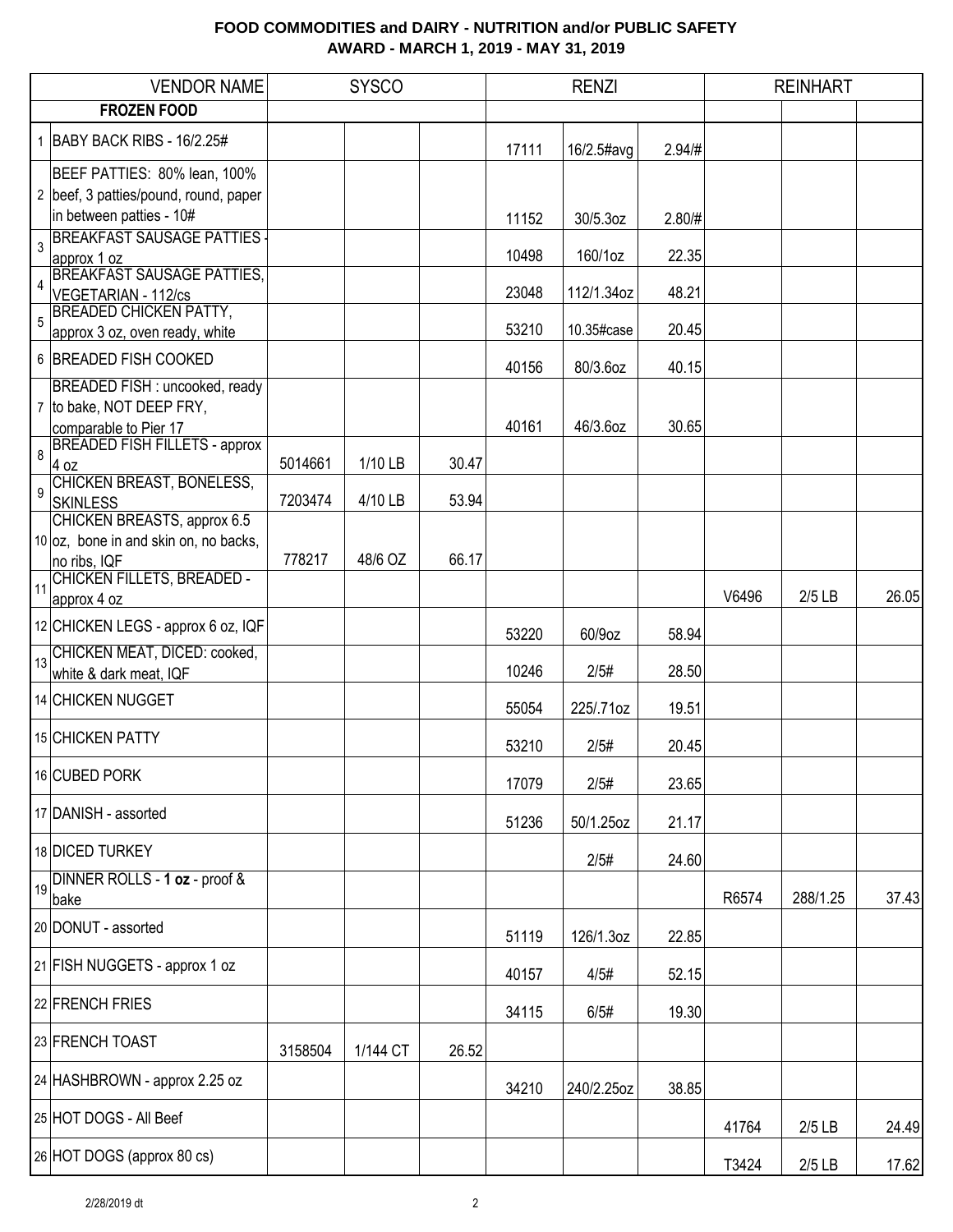# FOOD COMMODITIES and DAIRY - NUTRITION and/or PUBLIC SAFETY
## AWARD - MARCH 1, 2019 - MAY 31, 2019

| | VENDOR NAME | SYSCO | | | RENZI | | | REINHART | | |
|---|---|---|---|---|---|---|---|---|---|---|
| | **FROZEN FOOD** | | | | | | | | | |
| 1 | BABY BACK RIBS - 16/2.25# | | | | 17111 | 16/2.5#avg | 2.94/# | | | |
| 2 | BEEF PATTIES: 80% lean, 100% beef, 3 patties/pound, round, paper in between patties - 10# | | | | 11152 | 30/5.3oz | 2.80/# | | | |
| 3 | BREAKFAST SAUSAGE PATTIES - approx 1 oz | | | | 10498 | 160/1oz | 22.35 | | | |
| 4 | BREAKFAST SAUSAGE PATTIES, VEGETARIAN - 112/cs | | | | 23048 | 112/1.34oz | 48.21 | | | |
| 5 | BREADED CHICKEN PATTY, approx 3 oz, oven ready, white | | | | 53210 | 10.35#case | 20.45 | | | |
| 6 | BREADED FISH COOKED | | | | 40156 | 80/3.6oz | 40.15 | | | |
| 7 | BREADED FISH : uncooked, ready to bake, NOT DEEP FRY, comparable to Pier 17 | | | | 40161 | 46/3.6oz | 30.65 | | | |
| 8 | BREADED FISH FILLETS - approx 4 oz | 5014661 | 1/10 LB | 30.47 | | | | | | |
| 9 | CHICKEN BREAST, BONELESS, SKINLESS | 7203474 | 4/10 LB | 53.94 | | | | | | |
| 10 | CHICKEN BREASTS, approx 6.5 oz, bone in and skin on, no backs, no ribs, IQF | 778217 | 48/6 OZ | 66.17 | | | | | | |
| 11 | CHICKEN FILLETS, BREADED - approx 4 oz | | | | | | | V6496 | 2/5 LB | 26.05 |
| 12 | CHICKEN LEGS - approx 6 oz, IQF | | | | 53220 | 60/9oz | 58.94 | | | |
| 13 | CHICKEN MEAT, DICED: cooked, white & dark meat, IQF | | | | 10246 | 2/5# | 28.50 | | | |
| 14 | CHICKEN NUGGET | | | | 55054 | 225/.71oz | 19.51 | | | |
| 15 | CHICKEN PATTY | | | | 53210 | 2/5# | 20.45 | | | |
| 16 | CUBED PORK | | | | 17079 | 2/5# | 23.65 | | | |
| 17 | DANISH - assorted | | | | 51236 | 50/1.25oz | 21.17 | | | |
| 18 | DICED TURKEY | | | | | 2/5# | 24.60 | | | |
| 19 | DINNER ROLLS - **1 oz** - proof & bake | | | | | | | R6574 | 288/1.25 | 37.43 |
| 20 | DONUT - assorted | | | | 51119 | 126/1.3oz | 22.85 | | | |
| 21 | FISH NUGGETS - approx 1 oz | | | | 40157 | 4/5# | 52.15 | | | |
| 22 | FRENCH FRIES | | | | 34115 | 6/5# | 19.30 | | | |
| 23 | FRENCH TOAST | 3158504 | 1/144 CT | 26.52 | | | | | | |
| 24 | HASHBROWN - approx 2.25 oz | | | | 34210 | 240/2.25oz | 38.85 | | | |
| 25 | HOT DOGS - All Beef | | | | | | | 41764 | 2/5 LB | 24.49 |
| 26 | HOT DOGS (approx 80 cs) | | | | | | | T3424 | 2/5 LB | 17.62 |

2/28/2019 dt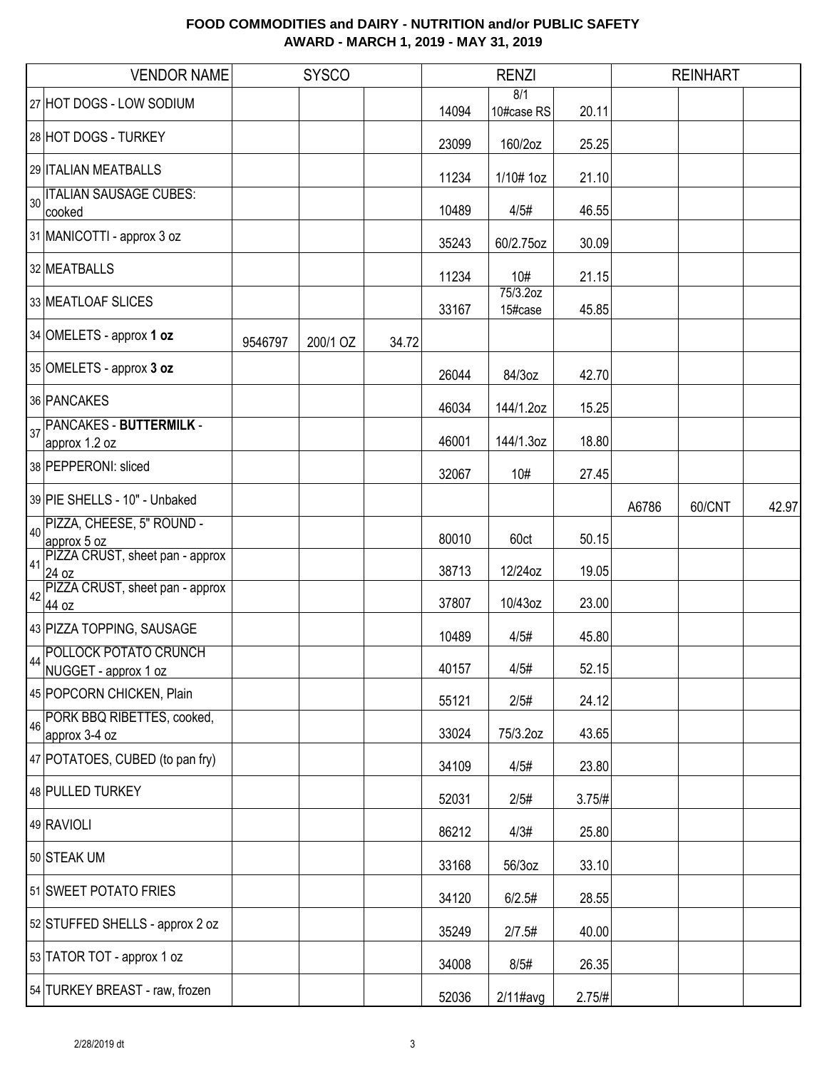# FOOD COMMODITIES and DAIRY - NUTRITION and/or PUBLIC SAFETY
## AWARD - MARCH 1, 2019 - MAY 31, 2019

| | VENDOR NAME | SYSCO | | | RENZI | | | REINHART | | |
|---|---|---|---|---|---|---|---|---|---|---|
| 27 | HOT DOGS - LOW SODIUM | | | | 14094 | 8/1 10#case RS | 20.11 | | | |
| 28 | HOT DOGS - TURKEY | | | | 23099 | 160/2oz | 25.25 | | | |
| 29 | ITALIAN MEATBALLS | | | | 11234 | 1/10# 1oz | 21.10 | | | |
| 30 | ITALIAN SAUSAGE CUBES: cooked | | | | 10489 | 4/5# | 46.55 | | | |
| 31 | MANICOTTI - approx 3 oz | | | | 35243 | 60/2.75oz | 30.09 | | | |
| 32 | MEATBALLS | | | | 11234 | 10# | 21.15 | | | |
| 33 | MEATLOAF SLICES | | | | 33167 | 75/3.2oz 15#case | 45.85 | | | |
| 34 | OMELETS - approx **1 oz** | 9546797 | 200/1 OZ | 34.72 | | | | | | |
| 35 | OMELETS - approx **3 oz** | | | | 26044 | 84/3oz | 42.70 | | | |
| 36 | PANCAKES | | | | 46034 | 144/1.2oz | 15.25 | | | |
| 37 | PANCAKES - **BUTTERMILK** - approx 1.2 oz | | | | 46001 | 144/1.3oz | 18.80 | | | |
| 38 | PEPPERONI: sliced | | | | 32067 | 10# | 27.45 | | | |
| 39 | PIE SHELLS - 10" - Unbaked | | | | | | | A6786 | 60/CNT | 42.97 |
| 40 | PIZZA, CHEESE, 5" ROUND - approx 5 oz | | | | 80010 | 60ct | 50.15 | | | |
| 41 | PIZZA CRUST, sheet pan - approx 24 oz | | | | 38713 | 12/24oz | 19.05 | | | |
| 42 | PIZZA CRUST, sheet pan - approx 44 oz | | | | 37807 | 10/43oz | 23.00 | | | |
| 43 | PIZZA TOPPING, SAUSAGE | | | | 10489 | 4/5# | 45.80 | | | |
| 44 | POLLOCK POTATO CRUNCH NUGGET - approx 1 oz | | | | 40157 | 4/5# | 52.15 | | | |
| 45 | POPCORN CHICKEN, Plain | | | | 55121 | 2/5# | 24.12 | | | |
| 46 | PORK BBQ RIBETTES, cooked, approx 3-4 oz | | | | 33024 | 75/3.2oz | 43.65 | | | |
| 47 | POTATOES, CUBED (to pan fry) | | | | 34109 | 4/5# | 23.80 | | | |
| 48 | PULLED TURKEY | | | | 52031 | 2/5# | 3.75/# | | | |
| 49 | RAVIOLI | | | | 86212 | 4/3# | 25.80 | | | |
| 50 | STEAK UM | | | | 33168 | 56/3oz | 33.10 | | | |
| 51 | SWEET POTATO FRIES | | | | 34120 | 6/2.5# | 28.55 | | | |
| 52 | STUFFED SHELLS - approx 2 oz | | | | 35249 | 2/7.5# | 40.00 | | | |
| 53 | TATOR TOT - approx 1 oz | | | | 34008 | 8/5# | 26.35 | | | |
| 54 | TURKEY BREAST - raw, frozen | | | | 52036 | 2/11#avg | 2.75/# | | | |

2/28/2019 dt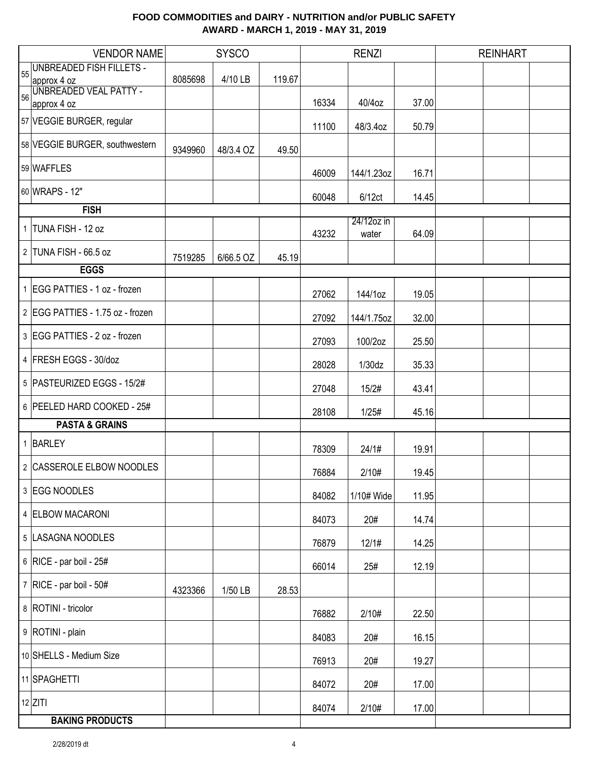## FOOD COMMODITIES and DAIRY - NUTRITION and/or PUBLIC SAFETY
## AWARD - MARCH 1, 2019 - MAY 31, 2019

| | VENDOR NAME | SYSCO | | | RENZI | | | REINHART | | |
|---|---|---|---|---|---|---|---|---|---|---|
| 55 | UNBREADED FISH FILLETS - approx 4 oz | 8085698 | 4/10 LB | 119.67 | | | | | | |
| 56 | UNBREADED VEAL PATTY - approx 4 oz | | | | 16334 | 40/4oz | 37.00 | | | |
| 57 | VEGGIE BURGER, regular | | | | 11100 | 48/3.4oz | 50.79 | | | |
| 58 | VEGGIE BURGER, southwestern | 9349960 | 48/3.4 OZ | 49.50 | | | | | | |
| 59 | WAFFLES | | | | 46009 | 144/1.23oz | 16.71 | | | |
| 60 | WRAPS - 12" | | | | 60048 | 6/12ct | 14.45 | | | |
| | **FISH** | | | | | | | | | |
| 1 | TUNA FISH - 12 oz | | | | 43232 | 24/12oz in water | 64.09 | | | |
| 2 | TUNA FISH - 66.5 oz | 7519285 | 6/66.5 OZ | 45.19 | | | | | | |
| | **EGGS** | | | | | | | | | |
| 1 | EGG PATTIES - 1 oz - frozen | | | | 27062 | 144/1oz | 19.05 | | | |
| 2 | EGG PATTIES - 1.75 oz - frozen | | | | 27092 | 144/1.75oz | 32.00 | | | |
| 3 | EGG PATTIES - 2 oz - frozen | | | | 27093 | 100/2oz | 25.50 | | | |
| 4 | FRESH EGGS - 30/doz | | | | 28028 | 1/30dz | 35.33 | | | |
| 5 | PASTEURIZED EGGS - 15/2# | | | | 27048 | 15/2# | 43.41 | | | |
| 6 | PEELED HARD COOKED - 25# | | | | 28108 | 1/25# | 45.16 | | | |
| | **PASTA & GRAINS** | | | | | | | | | |
| 1 | BARLEY | | | | 78309 | 24/1# | 19.91 | | | |
| 2 | CASSEROLE ELBOW NOODLES | | | | 76884 | 2/10# | 19.45 | | | |
| 3 | EGG NOODLES | | | | 84082 | 1/10# Wide | 11.95 | | | |
| 4 | ELBOW MACARONI | | | | 84073 | 20# | 14.74 | | | |
| 5 | LASAGNA NOODLES | | | | 76879 | 12/1# | 14.25 | | | |
| 6 | RICE - par boil - 25# | | | | 66014 | 25# | 12.19 | | | |
| 7 | RICE - par boil - 50# | 4323366 | 1/50 LB | 28.53 | | | | | | |
| 8 | ROTINI - tricolor | | | | 76882 | 2/10# | 22.50 | | | |
| 9 | ROTINI - plain | | | | 84083 | 20# | 16.15 | | | |
| 10 | SHELLS - Medium Size | | | | 76913 | 20# | 19.27 | | | |
| 11 | SPAGHETTI | | | | 84072 | 20# | 17.00 | | | |
| 12 | ZITI | | | | 84074 | 2/10# | 17.00 | | | |
| | **BAKING PRODUCTS** | | | | | | | | | |

2/28/2019 dt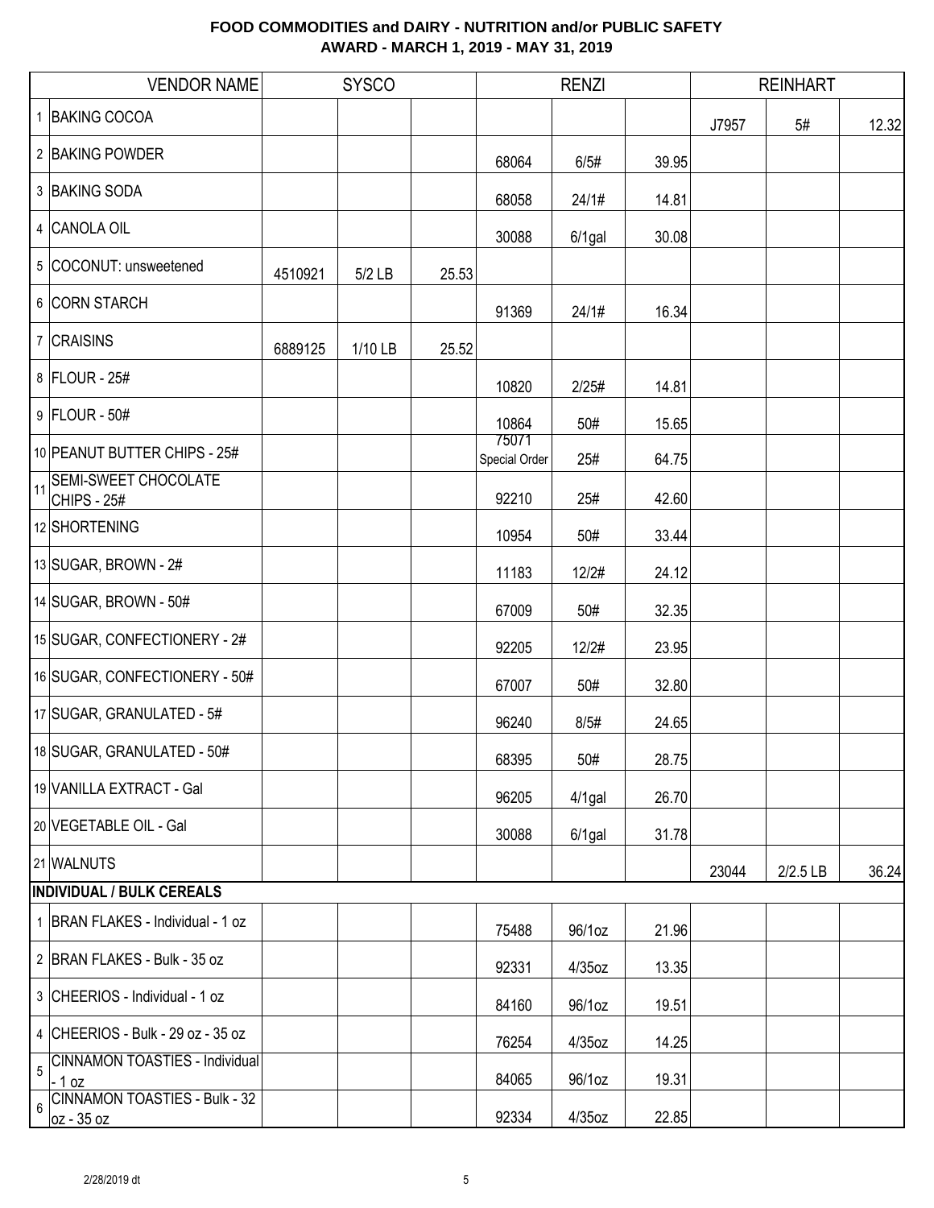**FOOD COMMODITIES and DAIRY - NUTRITION and/or PUBLIC SAFETY**
**AWARD - MARCH 1, 2019 - MAY 31, 2019**

| | VENDOR NAME | SYSCO | | | RENZI | | | REINHART | | |
|---|---|---|---|---|---|---|---|---|---|---|
| 1 | BAKING COCOA | | | | | | | J7957 | 5# | 12.32 |
| 2 | BAKING POWDER | | | | 68064 | 6/5# | 39.95 | | | |
| 3 | BAKING SODA | | | | 68058 | 24/1# | 14.81 | | | |
| 4 | CANOLA OIL | | | | 30088 | 6/1gal | 30.08 | | | |
| 5 | COCONUT: unsweetened | 4510921 | 5/2 LB | 25.53 | | | | | | |
| 6 | CORN STARCH | | | | 91369 | 24/1# | 16.34 | | | |
| 7 | CRAISINS | 6889125 | 1/10 LB | 25.52 | | | | | | |
| 8 | FLOUR - 25# | | | | 10820 | 2/25# | 14.81 | | | |
| 9 | FLOUR - 50# | | | | 10864 | 50# | 15.65 | | | |
| 10 | PEANUT BUTTER CHIPS - 25# | | | | 75071 Special Order | 25# | 64.75 | | | |
| 11 | SEMI-SWEET CHOCOLATE CHIPS - 25# | | | | 92210 | 25# | 42.60 | | | |
| 12 | SHORTENING | | | | 10954 | 50# | 33.44 | | | |
| 13 | SUGAR, BROWN - 2# | | | | 11183 | 12/2# | 24.12 | | | |
| 14 | SUGAR, BROWN - 50# | | | | 67009 | 50# | 32.35 | | | |
| 15 | SUGAR, CONFECTIONERY - 2# | | | | 92205 | 12/2# | 23.95 | | | |
| 16 | SUGAR, CONFECTIONERY - 50# | | | | 67007 | 50# | 32.80 | | | |
| 17 | SUGAR, GRANULATED - 5# | | | | 96240 | 8/5# | 24.65 | | | |
| 18 | SUGAR, GRANULATED - 50# | | | | 68395 | 50# | 28.75 | | | |
| 19 | VANILLA EXTRACT - Gal | | | | 96205 | 4/1gal | 26.70 | | | |
| 20 | VEGETABLE OIL - Gal | | | | 30088 | 6/1gal | 31.78 | | | |
| 21 | WALNUTS | | | | | | | 23044 | 2/2.5 LB | 36.24 |
| | **INDIVIDUAL / BULK CEREALS** | | | | | | | | | |
| 1 | BRAN FLAKES - Individual - 1 oz | | | | 75488 | 96/1oz | 21.96 | | | |
| 2 | BRAN FLAKES - Bulk - 35 oz | | | | 92331 | 4/35oz | 13.35 | | | |
| 3 | CHEERIOS - Individual - 1 oz | | | | 84160 | 96/1oz | 19.51 | | | |
| 4 | CHEERIOS - Bulk - 29 oz - 35 oz | | | | 76254 | 4/35oz | 14.25 | | | |
| 5 | CINNAMON TOASTIES - Individual - 1 oz | | | | 84065 | 96/1oz | 19.31 | | | |
| 6 | CINNAMON TOASTIES - Bulk - 32 oz - 35 oz | | | | 92334 | 4/35oz | 22.85 | | | |

2/28/2019 dt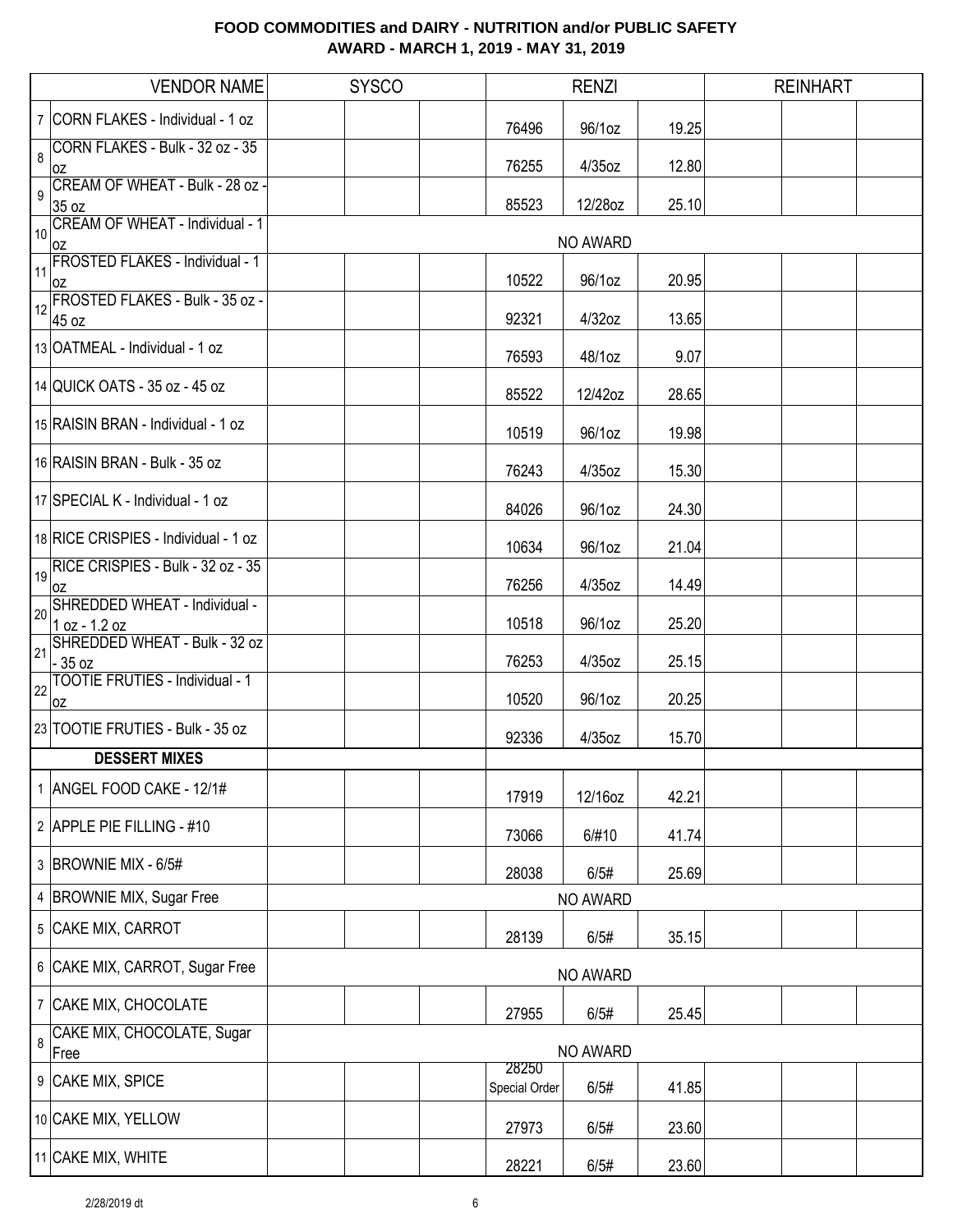# FOOD COMMODITIES and DAIRY - NUTRITION and/or PUBLIC SAFETY
## AWARD - MARCH 1, 2019 - MAY 31, 2019

| | VENDOR NAME | SYSCO | | | RENZI | | | REINHART | | |
|---|---|---|---|---|---|---|---|---|---|---|
| 7 | CORN FLAKES - Individual - 1 oz | | | | 76496 | 96/1oz | 19.25 | | | |
| 8 | CORN FLAKES - Bulk - 32 oz - 35 oz | | | | 76255 | 4/35oz | 12.80 | | | |
| 9 | CREAM OF WHEAT - Bulk - 28 oz - 35 oz | | | | 85523 | 12/28oz | 25.10 | | | |
| 10 | CREAM OF WHEAT - Individual - 1 oz | | | | | NO AWARD | | | | |
| 11 | FROSTED FLAKES - Individual - 1 oz | | | | 10522 | 96/1oz | 20.95 | | | |
| 12 | FROSTED FLAKES - Bulk - 35 oz - 45 oz | | | | 92321 | 4/32oz | 13.65 | | | |
| 13 | OATMEAL - Individual - 1 oz | | | | 76593 | 48/1oz | 9.07 | | | |
| 14 | QUICK OATS - 35 oz - 45 oz | | | | 85522 | 12/42oz | 28.65 | | | |
| 15 | RAISIN BRAN - Individual - 1 oz | | | | 10519 | 96/1oz | 19.98 | | | |
| 16 | RAISIN BRAN - Bulk - 35 oz | | | | 76243 | 4/35oz | 15.30 | | | |
| 17 | SPECIAL K - Individual - 1 oz | | | | 84026 | 96/1oz | 24.30 | | | |
| 18 | RICE CRISPIES - Individual - 1 oz | | | | 10634 | 96/1oz | 21.04 | | | |
| 19 | RICE CRISPIES - Bulk - 32 oz - 35 oz | | | | 76256 | 4/35oz | 14.49 | | | |
| 20 | SHREDDED WHEAT - Individual - 1 oz - 1.2 oz | | | | 10518 | 96/1oz | 25.20 | | | |
| 21 | SHREDDED WHEAT - Bulk - 32 oz - 35 oz | | | | 76253 | 4/35oz | 25.15 | | | |
| 22 | TOOTIE FRUTIES - Individual - 1 oz | | | | 10520 | 96/1oz | 20.25 | | | |
| 23 | TOOTIE FRUTIES - Bulk - 35 oz | | | | 92336 | 4/35oz | 15.70 | | | |
| | **DESSERT MIXES** | | | | | | | | | |
| 1 | ANGEL FOOD CAKE - 12/1# | | | | 17919 | 12/16oz | 42.21 | | | |
| 2 | APPLE PIE FILLING - #10 | | | | 73066 | 6/#10 | 41.74 | | | |
| 3 | BROWNIE MIX - 6/5# | | | | 28038 | 6/5# | 25.69 | | | |
| 4 | BROWNIE MIX, Sugar Free | | | | | NO AWARD | | | | |
| 5 | CAKE MIX, CARROT | | | | 28139 | 6/5# | 35.15 | | | |
| 6 | CAKE MIX, CARROT, Sugar Free | | | | | NO AWARD | | | | |
| 7 | CAKE MIX, CHOCOLATE | | | | 27955 | 6/5# | 25.45 | | | |
| 8 | CAKE MIX, CHOCOLATE, Sugar Free | | | | | NO AWARD | | | | |
| 9 | CAKE MIX, SPICE | | | | 28250 Special Order | 6/5# | 41.85 | | | |
| 10 | CAKE MIX, YELLOW | | | | 27973 | 6/5# | 23.60 | | | |
| 11 | CAKE MIX, WHITE | | | | 28221 | 6/5# | 23.60 | | | |

2/28/2019 dt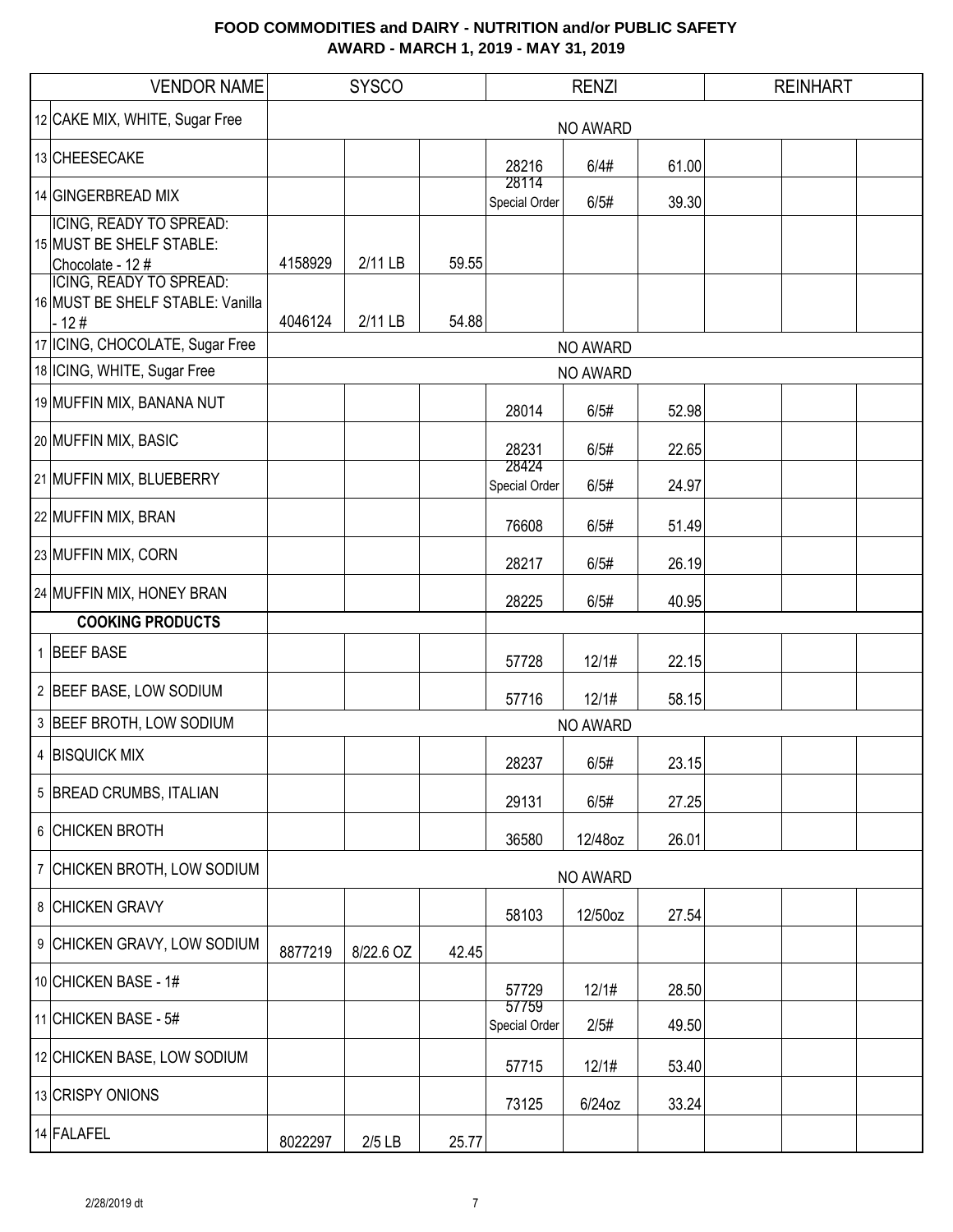# FOOD COMMODITIES and DAIRY - NUTRITION and/or PUBLIC SAFETY
## AWARD - MARCH 1, 2019 - MAY 31, 2019

| | VENDOR NAME | SYSCO | | | RENZI | | | REINHART | | |
|---|---|---|---|---|---|---|---|---|---|---|
| 12 | CAKE MIX, WHITE, Sugar Free | | | | NO AWARD | | | | | |
| 13 | CHEESECAKE | | | | 28216 | 6/4# | 61.00 | | | |
| 14 | GINGERBREAD MIX | | | | 28114 Special Order | 6/5# | 39.30 | | | |
| 15 | ICING, READY TO SPREAD: MUST BE SHELF STABLE: Chocolate - 12 # | 4158929 | 2/11 LB | 59.55 | | | | | | |
| 16 | ICING, READY TO SPREAD: MUST BE SHELF STABLE: Vanilla - 12 # | 4046124 | 2/11 LB | 54.88 | | | | | | |
| 17 | ICING, CHOCOLATE, Sugar Free | | | | NO AWARD | | | | | |
| 18 | ICING, WHITE, Sugar Free | | | | NO AWARD | | | | | |
| 19 | MUFFIN MIX, BANANA NUT | | | | 28014 | 6/5# | 52.98 | | | |
| 20 | MUFFIN MIX, BASIC | | | | 28231 | 6/5# | 22.65 | | | |
| 21 | MUFFIN MIX, BLUEBERRY | | | | 28424 Special Order | 6/5# | 24.97 | | | |
| 22 | MUFFIN MIX, BRAN | | | | 76608 | 6/5# | 51.49 | | | |
| 23 | MUFFIN MIX, CORN | | | | 28217 | 6/5# | 26.19 | | | |
| 24 | MUFFIN MIX, HONEY BRAN | | | | 28225 | 6/5# | 40.95 | | | |
| | **COOKING PRODUCTS** | | | | | | | | | |
| 1 | BEEF BASE | | | | 57728 | 12/1# | 22.15 | | | |
| 2 | BEEF BASE, LOW SODIUM | | | | 57716 | 12/1# | 58.15 | | | |
| 3 | BEEF BROTH, LOW SODIUM | | | | NO AWARD | | | | | |
| 4 | BISQUICK MIX | | | | 28237 | 6/5# | 23.15 | | | |
| 5 | BREAD CRUMBS, ITALIAN | | | | 29131 | 6/5# | 27.25 | | | |
| 6 | CHICKEN BROTH | | | | 36580 | 12/48oz | 26.01 | | | |
| 7 | CHICKEN BROTH, LOW SODIUM | | | | NO AWARD | | | | | |
| 8 | CHICKEN GRAVY | | | | 58103 | 12/50oz | 27.54 | | | |
| 9 | CHICKEN GRAVY, LOW SODIUM | 8877219 | 8/22.6 OZ | 42.45 | | | | | | |
| 10 | CHICKEN BASE - 1# | | | | 57729 | 12/1# | 28.50 | | | |
| 11 | CHICKEN BASE - 5# | | | | 57759 Special Order | 2/5# | 49.50 | | | |
| 12 | CHICKEN BASE, LOW SODIUM | | | | 57715 | 12/1# | 53.40 | | | |
| 13 | CRISPY ONIONS | | | | 73125 | 6/24oz | 33.24 | | | |
| 14 | FALAFEL | 8022297 | 2/5 LB | 25.77 | | | | | | |

2/28/2019 dt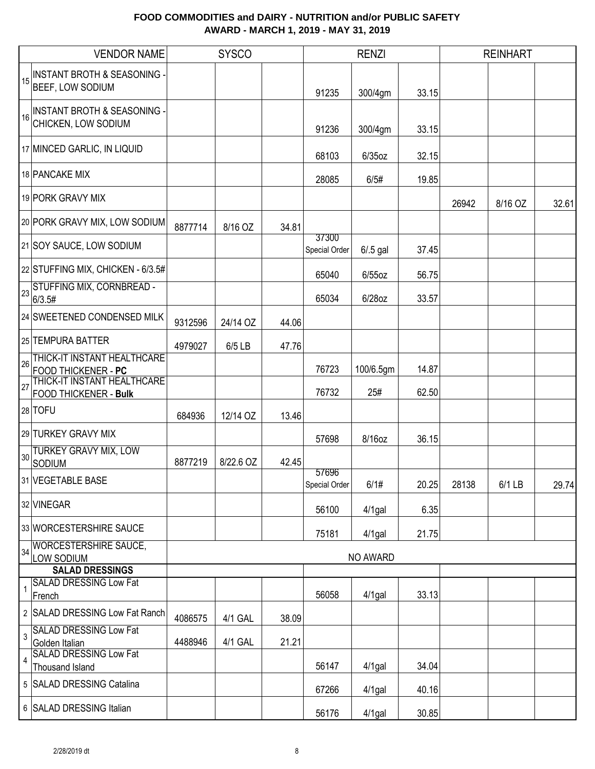# FOOD COMMODITIES and DAIRY - NUTRITION and/or PUBLIC SAFETY
## AWARD - MARCH 1, 2019 - MAY 31, 2019

| | VENDOR NAME | SYSCO | | | RENZI | | | REINHART | | |
|---|---|---|---|---|---|---|---|---|---|---|
| 15 | INSTANT BROTH & SEASONING - BEEF, LOW SODIUM | | | | 91235 | 300/4gm | 33.15 | | | |
| 16 | INSTANT BROTH & SEASONING - CHICKEN, LOW SODIUM | | | | 91236 | 300/4gm | 33.15 | | | |
| 17 | MINCED GARLIC, IN LIQUID | | | | 68103 | 6/35oz | 32.15 | | | |
| 18 | PANCAKE MIX | | | | 28085 | 6/5# | 19.85 | | | |
| 19 | PORK GRAVY MIX | | | | | | | 26942 | 8/16 OZ | 32.61 |
| 20 | PORK GRAVY MIX, LOW SODIUM | 8877714 | 8/16 OZ | 34.81 | | | | | | |
| 21 | SOY SAUCE, LOW SODIUM | | | | 37300 Special Order | 6/.5 gal | 37.45 | | | |
| 22 | STUFFING MIX, CHICKEN - 6/3.5# | | | | 65040 | 6/55oz | 56.75 | | | |
| 23 | STUFFING MIX, CORNBREAD - 6/3.5# | | | | 65034 | 6/28oz | 33.57 | | | |
| 24 | SWEETENED CONDENSED MILK | 9312596 | 24/14 OZ | 44.06 | | | | | | |
| 25 | TEMPURA BATTER | 4979027 | 6/5 LB | 47.76 | | | | | | |
| 26 | THICK-IT INSTANT HEALTHCARE FOOD THICKENER - **PC** | | | | 76723 | 100/6.5gm | 14.87 | | | |
| 27 | THICK-IT INSTANT HEALTHCARE FOOD THICKENER - **Bulk** | | | | 76732 | 25# | 62.50 | | | |
| 28 | TOFU | 684936 | 12/14 OZ | 13.46 | | | | | | |
| 29 | TURKEY GRAVY MIX | | | | 57698 | 8/16oz | 36.15 | | | |
| 30 | TURKEY GRAVY MIX, LOW SODIUM | 8877219 | 8/22.6 OZ | 42.45 | | | | | | |
| 31 | VEGETABLE BASE | | | | 57696 Special Order | 6/1# | 20.25 | 28138 | 6/1 LB | 29.74 |
| 32 | VINEGAR | | | | 56100 | 4/1gal | 6.35 | | | |
| 33 | WORCESTERSHIRE SAUCE | | | | 75181 | 4/1gal | 21.75 | | | |
| 34 | WORCESTERSHIRE SAUCE, LOW SODIUM | | | | | NO AWARD | | | | |
| | **SALAD DRESSINGS** | | | | | | | | | |
| 1 | SALAD DRESSING Low Fat French | | | | 56058 | 4/1gal | 33.13 | | | |
| 2 | SALAD DRESSING Low Fat Ranch | 4086575 | 4/1 GAL | 38.09 | | | | | | |
| 3 | SALAD DRESSING Low Fat Golden Italian | 4488946 | 4/1 GAL | 21.21 | | | | | | |
| 4 | SALAD DRESSING Low Fat Thousand Island | | | | 56147 | 4/1gal | 34.04 | | | |
| 5 | SALAD DRESSING Catalina | | | | 67266 | 4/1gal | 40.16 | | | |
| 6 | SALAD DRESSING Italian | | | | 56176 | 4/1gal | 30.85 | | | |

2/28/2019 dt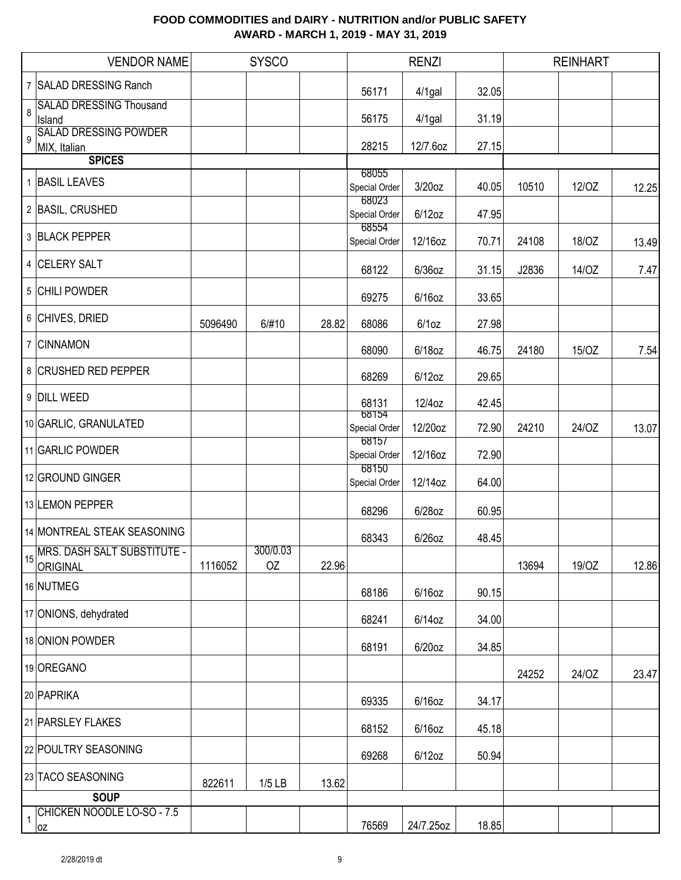**FOOD COMMODITIES and DAIRY - NUTRITION and/or PUBLIC SAFETY**
**AWARD - MARCH 1, 2019 - MAY 31, 2019**

| | VENDOR NAME | SYSCO | | | RENZI | | | REINHART | | |
|---|---|---|---|---|---|---|---|---|---|---|
| 7 | SALAD DRESSING Ranch | | | | 56171 | 4/1gal | 32.05 | | | |
| 8 | SALAD DRESSING Thousand Island | | | | 56175 | 4/1gal | 31.19 | | | |
| 9 | SALAD DRESSING POWDER MIX, Italian | | | | 28215 | 12/7.6oz | 27.15 | | | |
| | **SPICES** | | | | | | | | | |
| 1 | BASIL LEAVES | | | | 68055 Special Order | 3/20oz | 40.05 | 10510 | 12/OZ | 12.25 |
| 2 | BASIL, CRUSHED | | | | 68023 Special Order | 6/12oz | 47.95 | | | |
| 3 | BLACK PEPPER | | | | 68554 Special Order | 12/16oz | 70.71 | 24108 | 18/OZ | 13.49 |
| 4 | CELERY SALT | | | | 68122 | 6/36oz | 31.15 | J2836 | 14/OZ | 7.47 |
| 5 | CHILI POWDER | | | | 69275 | 6/16oz | 33.65 | | | |
| 6 | CHIVES, DRIED | 5096490 | 6/#10 | 28.82 | 68086 | 6/1oz | 27.98 | | | |
| 7 | CINNAMON | | | | 68090 | 6/18oz | 46.75 | 24180 | 15/OZ | 7.54 |
| 8 | CRUSHED RED PEPPER | | | | 68269 | 6/12oz | 29.65 | | | |
| 9 | DILL WEED | | | | 68131 | 12/4oz | 42.45 | | | |
| 10 | GARLIC, GRANULATED | | | | 68154 Special Order | 12/20oz | 72.90 | 24210 | 24/OZ | 13.07 |
| 11 | GARLIC POWDER | | | | 68157 Special Order | 12/16oz | 72.90 | | | |
| 12 | GROUND GINGER | | | | 68150 Special Order | 12/14oz | 64.00 | | | |
| 13 | LEMON PEPPER | | | | 68296 | 6/28oz | 60.95 | | | |
| 14 | MONTREAL STEAK SEASONING | | | | 68343 | 6/26oz | 48.45 | | | |
| 15 | MRS. DASH SALT SUBSTITUTE - ORIGINAL | 1116052 | 300/0.03 OZ | 22.96 | | | | 13694 | 19/OZ | 12.86 |
| 16 | NUTMEG | | | | 68186 | 6/16oz | 90.15 | | | |
| 17 | ONIONS, dehydrated | | | | 68241 | 6/14oz | 34.00 | | | |
| 18 | ONION POWDER | | | | 68191 | 6/20oz | 34.85 | | | |
| 19 | OREGANO | | | | | | | 24252 | 24/OZ | 23.47 |
| 20 | PAPRIKA | | | | 69335 | 6/16oz | 34.17 | | | |
| 21 | PARSLEY FLAKES | | | | 68152 | 6/16oz | 45.18 | | | |
| 22 | POULTRY SEASONING | | | | 69268 | 6/12oz | 50.94 | | | |
| 23 | TACO SEASONING | 822611 | 1/5 LB | 13.62 | | | | | | |
| | **SOUP** | | | | | | | | | |
| 1 | CHICKEN NOODLE LO-SO - 7.5 oz | | | | 76569 | 24/7.25oz | 18.85 | | | |

2/28/2019 dt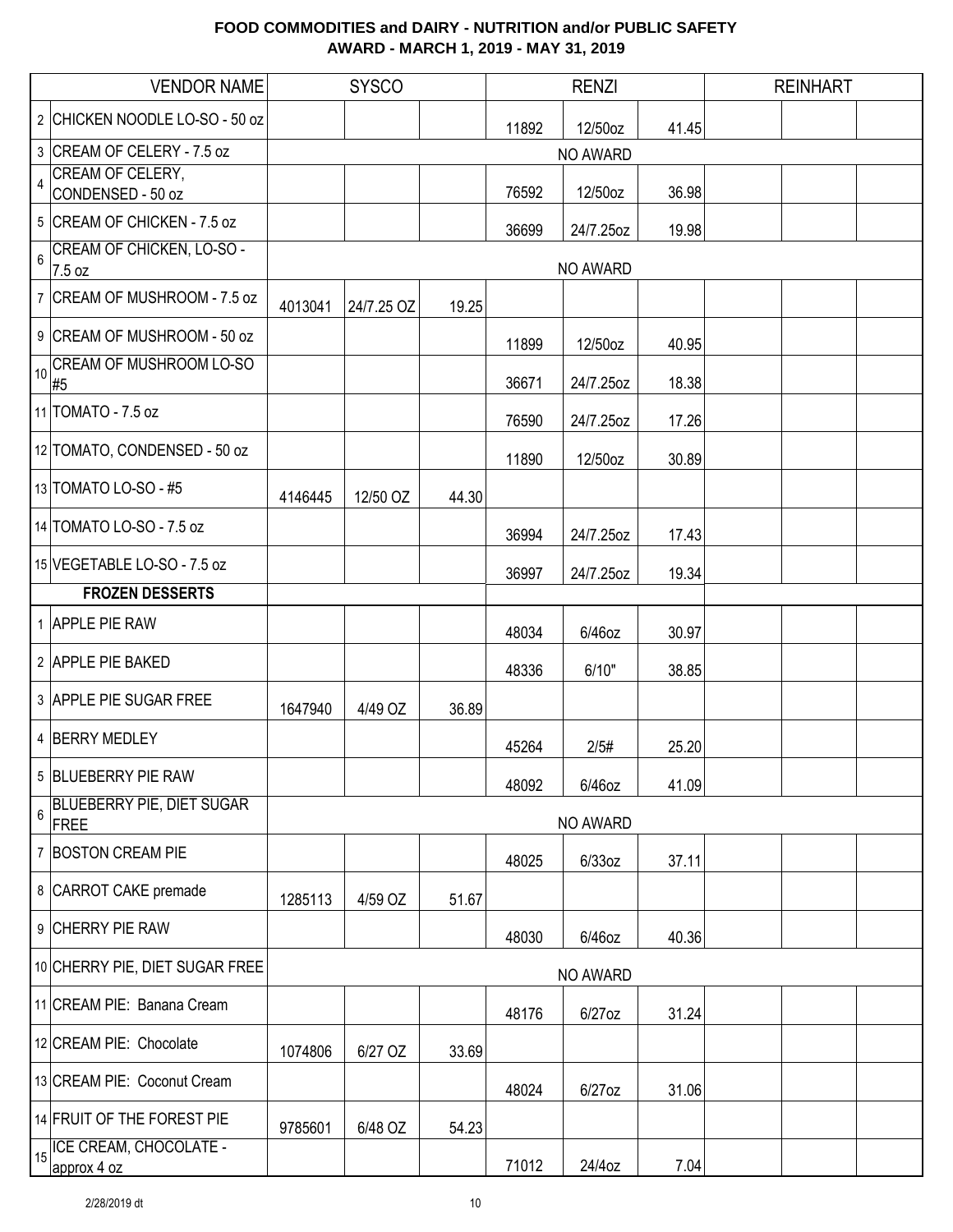# FOOD COMMODITIES and DAIRY - NUTRITION and/or PUBLIC SAFETY
## AWARD - MARCH 1, 2019 - MAY 31, 2019

| | VENDOR NAME | SYSCO | | | RENZI | | | REINHART | | |
|---|---|---|---|---|---|---|---|---|---|---|
| 2 | CHICKEN NOODLE LO-SO - 50 oz | | | | 11892 | 12/50oz | 41.45 | | | |
| 3 | CREAM OF CELERY - 7.5 oz | | | | | NO AWARD | | | | |
| 4 | CREAM OF CELERY, CONDENSED - 50 oz | | | | 76592 | 12/50oz | 36.98 | | | |
| 5 | CREAM OF CHICKEN - 7.5 oz | | | | 36699 | 24/7.25oz | 19.98 | | | |
| 6 | CREAM OF CHICKEN, LO-SO - 7.5 oz | | | | | NO AWARD | | | | |
| 7 | CREAM OF MUSHROOM - 7.5 oz | 4013041 | 24/7.25 OZ | 19.25 | | | | | | |
| 9 | CREAM OF MUSHROOM - 50 oz | | | | 11899 | 12/50oz | 40.95 | | | |
| 10 | CREAM OF MUSHROOM LO-SO #5 | | | | 36671 | 24/7.25oz | 18.38 | | | |
| 11 | TOMATO - 7.5 oz | | | | 76590 | 24/7.25oz | 17.26 | | | |
| 12 | TOMATO, CONDENSED - 50 oz | | | | 11890 | 12/50oz | 30.89 | | | |
| 13 | TOMATO LO-SO - #5 | 4146445 | 12/50 OZ | 44.30 | | | | | | |
| 14 | TOMATO LO-SO - 7.5 oz | | | | 36994 | 24/7.25oz | 17.43 | | | |
| 15 | VEGETABLE LO-SO - 7.5 oz | | | | 36997 | 24/7.25oz | 19.34 | | | |
| | **FROZEN DESSERTS** | | | | | | | | | |
| 1 | APPLE PIE RAW | | | | 48034 | 6/46oz | 30.97 | | | |
| 2 | APPLE PIE BAKED | | | | 48336 | 6/10" | 38.85 | | | |
| 3 | APPLE PIE SUGAR FREE | 1647940 | 4/49 OZ | 36.89 | | | | | | |
| 4 | BERRY MEDLEY | | | | 45264 | 2/5# | 25.20 | | | |
| 5 | BLUEBERRY PIE RAW | | | | 48092 | 6/46oz | 41.09 | | | |
| 6 | BLUEBERRY PIE, DIET SUGAR FREE | | | | | NO AWARD | | | | |
| 7 | BOSTON CREAM PIE | | | | 48025 | 6/33oz | 37.11 | | | |
| 8 | CARROT CAKE premade | 1285113 | 4/59 OZ | 51.67 | | | | | | |
| 9 | CHERRY PIE RAW | | | | 48030 | 6/46oz | 40.36 | | | |
| 10 | CHERRY PIE, DIET SUGAR FREE | | | | | NO AWARD | | | | |
| 11 | CREAM PIE: Banana Cream | | | | 48176 | 6/27oz | 31.24 | | | |
| 12 | CREAM PIE: Chocolate | 1074806 | 6/27 OZ | 33.69 | | | | | | |
| 13 | CREAM PIE: Coconut Cream | | | | 48024 | 6/27oz | 31.06 | | | |
| 14 | FRUIT OF THE FOREST PIE | 9785601 | 6/48 OZ | 54.23 | | | | | | |
| 15 | ICE CREAM, CHOCOLATE - approx 4 oz | | | | 71012 | 24/4oz | 7.04 | | | |

2/28/2019 dt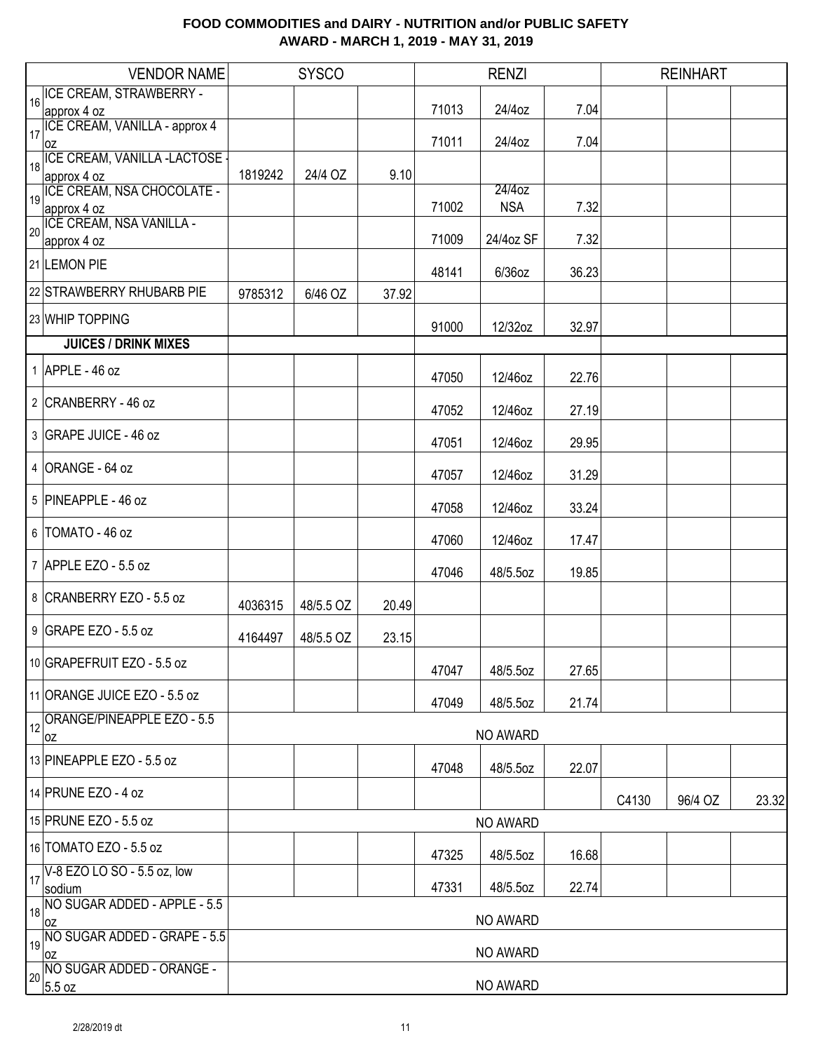# FOOD COMMODITIES and DAIRY - NUTRITION and/or PUBLIC SAFETY
## AWARD - MARCH 1, 2019 - MAY 31, 2019

| | VENDOR NAME | SYSCO | | | RENZI | | | REINHART | | |
|---|---|---|---|---|---|---|---|---|---|---|
| 16 | ICE CREAM, STRAWBERRY - approx 4 oz | | | | 71013 | 24/4oz | 7.04 | | | |
| 17 | ICE CREAM, VANILLA - approx 4 oz | | | | 71011 | 24/4oz | 7.04 | | | |
| 18 | ICE CREAM, VANILLA -LACTOSE - approx 4 oz | 1819242 | 24/4 OZ | 9.10 | | | | | | |
| 19 | ICE CREAM, NSA CHOCOLATE - approx 4 oz | | | | 71002 | 24/4oz NSA | 7.32 | | | |
| 20 | ICE CREAM, NSA VANILLA - approx 4 oz | | | | 71009 | 24/4oz SF | 7.32 | | | |
| 21 | LEMON PIE | | | | 48141 | 6/36oz | 36.23 | | | |
| 22 | STRAWBERRY RHUBARB PIE | 9785312 | 6/46 OZ | 37.92 | | | | | | |
| 23 | WHIP TOPPING | | | | 91000 | 12/32oz | 32.97 | | | |
| | **JUICES / DRINK MIXES** | | | | | | | | | |
| 1 | APPLE - 46 oz | | | | 47050 | 12/46oz | 22.76 | | | |
| 2 | CRANBERRY - 46 oz | | | | 47052 | 12/46oz | 27.19 | | | |
| 3 | GRAPE JUICE - 46 oz | | | | 47051 | 12/46oz | 29.95 | | | |
| 4 | ORANGE - 64 oz | | | | 47057 | 12/46oz | 31.29 | | | |
| 5 | PINEAPPLE - 46 oz | | | | 47058 | 12/46oz | 33.24 | | | |
| 6 | TOMATO - 46 oz | | | | 47060 | 12/46oz | 17.47 | | | |
| 7 | APPLE EZO - 5.5 oz | | | | 47046 | 48/5.5oz | 19.85 | | | |
| 8 | CRANBERRY EZO - 5.5 oz | 4036315 | 48/5.5 OZ | 20.49 | | | | | | |
| 9 | GRAPE EZO - 5.5 oz | 4164497 | 48/5.5 OZ | 23.15 | | | | | | |
| 10 | GRAPEFRUIT EZO - 5.5 oz | | | | 47047 | 48/5.5oz | 27.65 | | | |
| 11 | ORANGE JUICE EZO - 5.5 oz | | | | 47049 | 48/5.5oz | 21.74 | | | |
| 12 | ORANGE/PINEAPPLE EZO - 5.5 oz | | | | | NO AWARD | | | | |
| 13 | PINEAPPLE EZO - 5.5 oz | | | | 47048 | 48/5.5oz | 22.07 | | | |
| 14 | PRUNE EZO - 4 oz | | | | | | | C4130 | 96/4 OZ | 23.32 |
| 15 | PRUNE EZO - 5.5 oz | | | | | NO AWARD | | | | |
| 16 | TOMATO EZO - 5.5 oz | | | | 47325 | 48/5.5oz | 16.68 | | | |
| 17 | V-8 EZO LO SO - 5.5 oz, low sodium | | | | 47331 | 48/5.5oz | 22.74 | | | |
| 18 | NO SUGAR ADDED - APPLE - 5.5 oz | | | | | NO AWARD | | | | |
| 19 | NO SUGAR ADDED - GRAPE - 5.5 oz | | | | | NO AWARD | | | | |
| 20 | NO SUGAR ADDED - ORANGE - 5.5 oz | | | | | NO AWARD | | | | |

2/28/2019 dt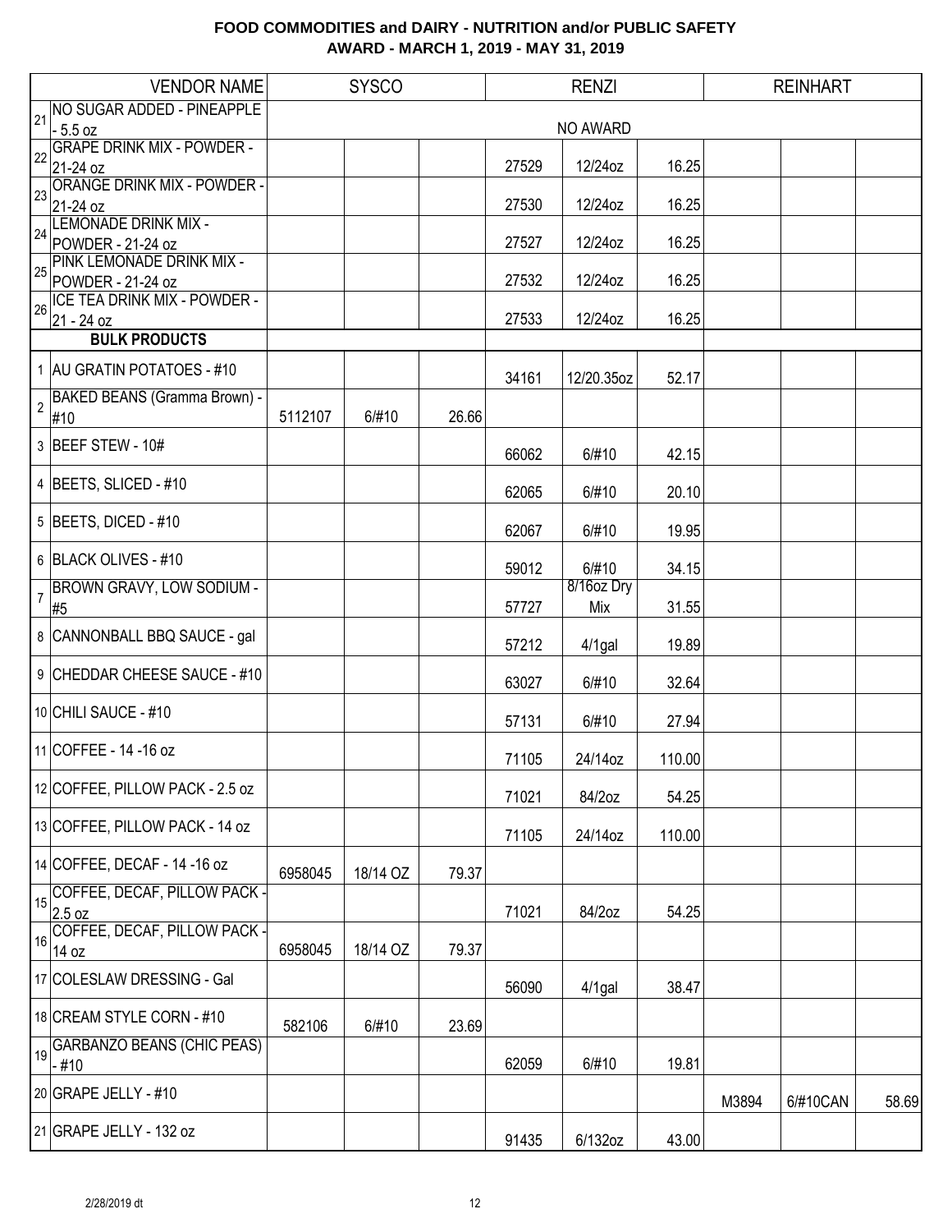**FOOD COMMODITIES and DAIRY - NUTRITION and/or PUBLIC SAFETY**
**AWARD - MARCH 1, 2019 - MAY 31, 2019**

| | VENDOR NAME | SYSCO | | | RENZI | | | REINHART | | |
|---|---|---|---|---|---|---|---|---|---|---|
| 21 | NO SUGAR ADDED - PINEAPPLE - 5.5 oz | NO AWARD | | | | | | | | |
| 22 | GRAPE DRINK MIX - POWDER - 21-24 oz | | | | 27529 | 12/24oz | 16.25 | | | |
| 23 | ORANGE DRINK MIX - POWDER - 21-24 oz | | | | 27530 | 12/24oz | 16.25 | | | |
| 24 | LEMONADE DRINK MIX - POWDER - 21-24 oz | | | | 27527 | 12/24oz | 16.25 | | | |
| 25 | PINK LEMONADE DRINK MIX - POWDER - 21-24 oz | | | | 27532 | 12/24oz | 16.25 | | | |
| 26 | ICE TEA DRINK MIX - POWDER - 21 - 24 oz | | | | 27533 | 12/24oz | 16.25 | | | |
| | **BULK PRODUCTS** | | | | | | | | | |
| 1 | AU GRATIN POTATOES - #10 | | | | 34161 | 12/20.35oz | 52.17 | | | |
| 2 | BAKED BEANS (Gramma Brown) - #10 | 5112107 | 6/#10 | 26.66 | | | | | | |
| 3 | BEEF STEW - 10# | | | | 66062 | 6/#10 | 42.15 | | | |
| 4 | BEETS, SLICED - #10 | | | | 62065 | 6/#10 | 20.10 | | | |
| 5 | BEETS, DICED - #10 | | | | 62067 | 6/#10 | 19.95 | | | |
| 6 | BLACK OLIVES - #10 | | | | 59012 | 6/#10 | 34.15 | | | |
| 7 | BROWN GRAVY, LOW SODIUM - #5 | | | | 57727 | 8/16oz Dry Mix | 31.55 | | | |
| 8 | CANNONBALL BBQ SAUCE - gal | | | | 57212 | 4/1gal | 19.89 | | | |
| 9 | CHEDDAR CHEESE SAUCE - #10 | | | | 63027 | 6/#10 | 32.64 | | | |
| 10 | CHILI SAUCE - #10 | | | | 57131 | 6/#10 | 27.94 | | | |
| 11 | COFFEE - 14 -16 oz | | | | 71105 | 24/14oz | 110.00 | | | |
| 12 | COFFEE, PILLOW PACK - 2.5 oz | | | | 71021 | 84/2oz | 54.25 | | | |
| 13 | COFFEE, PILLOW PACK - 14 oz | | | | 71105 | 24/14oz | 110.00 | | | |
| 14 | COFFEE, DECAF - 14 -16 oz | 6958045 | 18/14 OZ | 79.37 | | | | | | |
| 15 | COFFEE, DECAF, PILLOW PACK - 2.5 oz | | | | 71021 | 84/2oz | 54.25 | | | |
| 16 | COFFEE, DECAF, PILLOW PACK - 14 oz | 6958045 | 18/14 OZ | 79.37 | | | | | | |
| 17 | COLESLAW DRESSING - Gal | | | | 56090 | 4/1gal | 38.47 | | | |
| 18 | CREAM STYLE CORN - #10 | 582106 | 6/#10 | 23.69 | | | | | | |
| 19 | GARBANZO BEANS (CHIC PEAS) - #10 | | | | 62059 | 6/#10 | 19.81 | | | |
| 20 | GRAPE JELLY - #10 | | | | | | | M3894 | 6/#10CAN | 58.69 |
| 21 | GRAPE JELLY - 132 oz | | | | 91435 | 6/132oz | 43.00 | | | |

2/28/2019 dt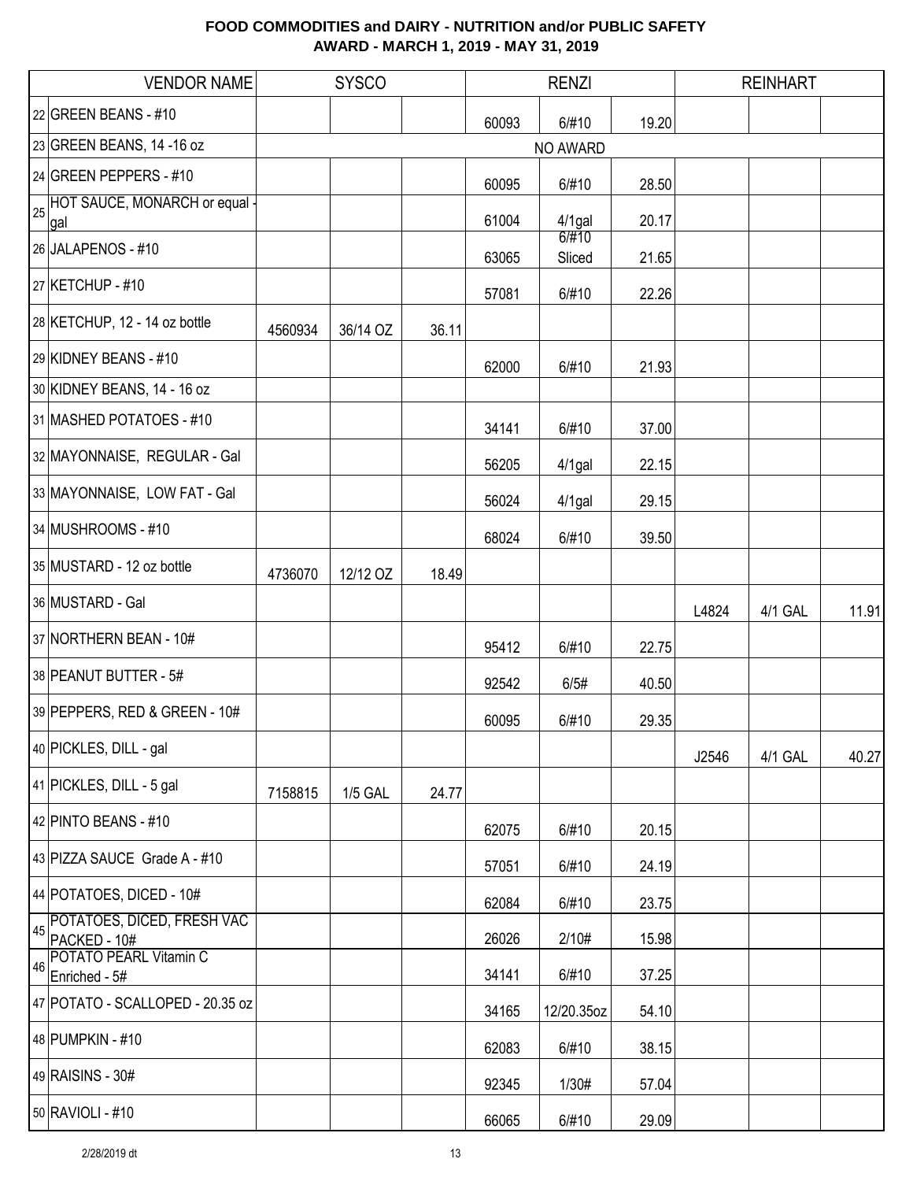# FOOD COMMODITIES and DAIRY - NUTRITION and/or PUBLIC SAFETY
## AWARD - MARCH 1, 2019 - MAY 31, 2019

| | VENDOR NAME | SYSCO | | | RENZI | | | REINHART | | |
|---|---|---|---|---|---|---|---|---|---|---|
| 22 | GREEN BEANS - #10 | | | | 60093 | 6/#10 | 19.20 | | | |
| 23 | GREEN BEANS, 14 -16 oz | | | | | NO AWARD | | | | |
| 24 | GREEN PEPPERS - #10 | | | | 60095 | 6/#10 | 28.50 | | | |
| 25 | HOT SAUCE, MONARCH or equal - gal | | | | 61004 | 4/1gal | 20.17 | | | |
| 26 | JALAPENOS - #10 | | | | 63065 | 6/#10 Sliced | 21.65 | | | |
| 27 | KETCHUP - #10 | | | | 57081 | 6/#10 | 22.26 | | | |
| 28 | KETCHUP, 12 - 14 oz bottle | 4560934 | 36/14 OZ | 36.11 | | | | | | |
| 29 | KIDNEY BEANS - #10 | | | | 62000 | 6/#10 | 21.93 | | | |
| 30 | KIDNEY BEANS, 14 - 16 oz | | | | | | | | | |
| 31 | MASHED POTATOES - #10 | | | | 34141 | 6/#10 | 37.00 | | | |
| 32 | MAYONNAISE, REGULAR - Gal | | | | 56205 | 4/1gal | 22.15 | | | |
| 33 | MAYONNAISE, LOW FAT - Gal | | | | 56024 | 4/1gal | 29.15 | | | |
| 34 | MUSHROOMS - #10 | | | | 68024 | 6/#10 | 39.50 | | | |
| 35 | MUSTARD - 12 oz bottle | 4736070 | 12/12 OZ | 18.49 | | | | | | |
| 36 | MUSTARD - Gal | | | | | | | L4824 | 4/1 GAL | 11.91 |
| 37 | NORTHERN BEAN - 10# | | | | 95412 | 6/#10 | 22.75 | | | |
| 38 | PEANUT BUTTER - 5# | | | | 92542 | 6/5# | 40.50 | | | |
| 39 | PEPPERS, RED & GREEN - 10# | | | | 60095 | 6/#10 | 29.35 | | | |
| 40 | PICKLES, DILL - gal | | | | | | | J2546 | 4/1 GAL | 40.27 |
| 41 | PICKLES, DILL - 5 gal | 7158815 | 1/5 GAL | 24.77 | | | | | | |
| 42 | PINTO BEANS - #10 | | | | 62075 | 6/#10 | 20.15 | | | |
| 43 | PIZZA SAUCE Grade A - #10 | | | | 57051 | 6/#10 | 24.19 | | | |
| 44 | POTATOES, DICED - 10# | | | | 62084 | 6/#10 | 23.75 | | | |
| 45 | POTATOES, DICED, FRESH VAC PACKED - 10# | | | | 26026 | 2/10# | 15.98 | | | |
| 46 | POTATO PEARL Vitamin C Enriched - 5# | | | | 34141 | 6/#10 | 37.25 | | | |
| 47 | POTATO - SCALLOPED - 20.35 oz | | | | 34165 | 12/20.35oz | 54.10 | | | |
| 48 | PUMPKIN - #10 | | | | 62083 | 6/#10 | 38.15 | | | |
| 49 | RAISINS - 30# | | | | 92345 | 1/30# | 57.04 | | | |
| 50 | RAVIOLI - #10 | | | | 66065 | 6/#10 | 29.09 | | | |

2/28/2019 dt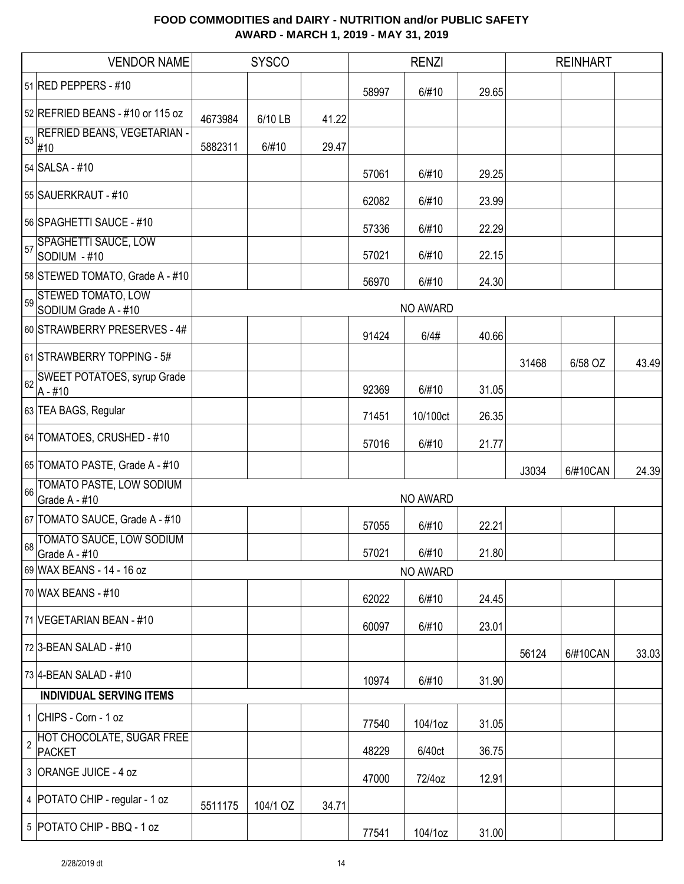**FOOD COMMODITIES and DAIRY - NUTRITION and/or PUBLIC SAFETY**
**AWARD - MARCH 1, 2019 - MAY 31, 2019**

| | VENDOR NAME | SYSCO | | | RENZI | | | REINHART | | |
|---|---|---|---|---|---|---|---|---|---|---|
| 51 | RED PEPPERS - #10 | | | | 58997 | 6/#10 | 29.65 | | | |
| 52 | REFRIED BEANS - #10 or 115 oz | 4673984 | 6/10 LB | 41.22 | | | | | | |
| 53 | REFRIED BEANS, VEGETARIAN - #10 | 5882311 | 6/#10 | 29.47 | | | | | | |
| 54 | SALSA - #10 | | | | 57061 | 6/#10 | 29.25 | | | |
| 55 | SAUERKRAUT - #10 | | | | 62082 | 6/#10 | 23.99 | | | |
| 56 | SPAGHETTI SAUCE - #10 | | | | 57336 | 6/#10 | 22.29 | | | |
| 57 | SPAGHETTI SAUCE, LOW SODIUM - #10 | | | | 57021 | 6/#10 | 22.15 | | | |
| 58 | STEWED TOMATO, Grade A - #10 | | | | 56970 | 6/#10 | 24.30 | | | |
| 59 | STEWED TOMATO, LOW SODIUM Grade A - #10 | | | | | NO AWARD | | | | |
| 60 | STRAWBERRY PRESERVES - 4# | | | | 91424 | 6/4# | 40.66 | | | |
| 61 | STRAWBERRY TOPPING - 5# | | | | | | | 31468 | 6/58 OZ | 43.49 |
| 62 | SWEET POTATOES, syrup Grade A - #10 | | | | 92369 | 6/#10 | 31.05 | | | |
| 63 | TEA BAGS, Regular | | | | 71451 | 10/100ct | 26.35 | | | |
| 64 | TOMATOES, CRUSHED - #10 | | | | 57016 | 6/#10 | 21.77 | | | |
| 65 | TOMATO PASTE, Grade A - #10 | | | | | | | J3034 | 6/#10CAN | 24.39 |
| 66 | TOMATO PASTE, LOW SODIUM Grade A - #10 | | | | | NO AWARD | | | | |
| 67 | TOMATO SAUCE, Grade A - #10 | | | | 57055 | 6/#10 | 22.21 | | | |
| 68 | TOMATO SAUCE, LOW SODIUM Grade A - #10 | | | | 57021 | 6/#10 | 21.80 | | | |
| 69 | WAX BEANS - 14 - 16 oz | | | | | NO AWARD | | | | |
| 70 | WAX BEANS - #10 | | | | 62022 | 6/#10 | 24.45 | | | |
| 71 | VEGETARIAN BEAN - #10 | | | | 60097 | 6/#10 | 23.01 | | | |
| 72 | 3-BEAN SALAD - #10 | | | | | | | 56124 | 6/#10CAN | 33.03 |
| 73 | 4-BEAN SALAD - #10 | | | | 10974 | 6/#10 | 31.90 | | | |
| | **INDIVIDUAL SERVING ITEMS** | | | | | | | | | |
| 1 | CHIPS - Corn - 1 oz | | | | 77540 | 104/1oz | 31.05 | | | |
| 2 | HOT CHOCOLATE, SUGAR FREE PACKET | | | | 48229 | 6/40ct | 36.75 | | | |
| 3 | ORANGE JUICE - 4 oz | | | | 47000 | 72/4oz | 12.91 | | | |
| 4 | POTATO CHIP - regular - 1 oz | 5511175 | 104/1 OZ | 34.71 | | | | | | |
| 5 | POTATO CHIP - BBQ - 1 oz | | | | 77541 | 104/1oz | 31.00 | | | |

2/28/2019 dt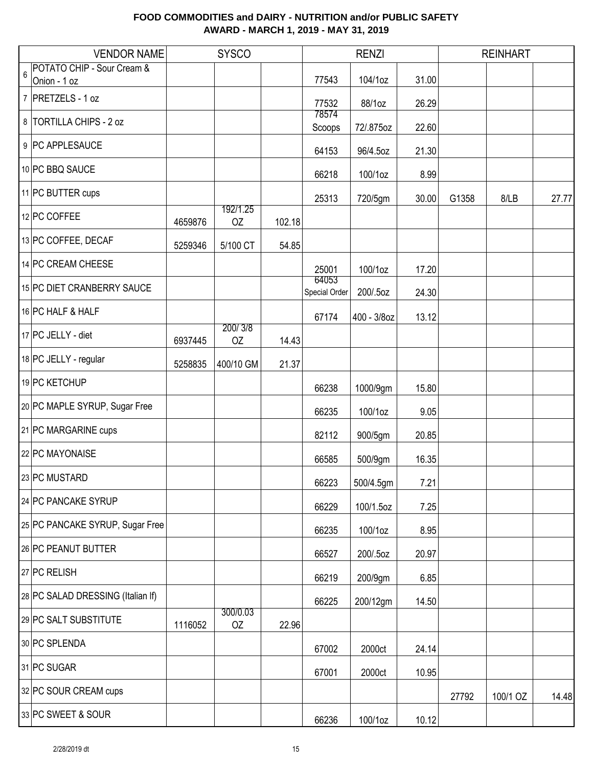# FOOD COMMODITIES and DAIRY - NUTRITION and/or PUBLIC SAFETY
## AWARD - MARCH 1, 2019 - MAY 31, 2019

| | VENDOR NAME | SYSCO | | | RENZI | | | REINHART | | |
|---|---|---|---|---|---|---|---|---|---|---|
| 6 | POTATO CHIP - Sour Cream & Onion - 1 oz | | | | 77543 | 104/1oz | 31.00 | | | |
| 7 | PRETZELS - 1 oz | | | | 77532 | 88/1oz | 26.29 | | | |
| 8 | TORTILLA CHIPS - 2 oz | | | | 78574 Scoops | 72/.875oz | 22.60 | | | |
| 9 | PC APPLESAUCE | | | | 64153 | 96/4.5oz | 21.30 | | | |
| 10 | PC BBQ SAUCE | | | | 66218 | 100/1oz | 8.99 | | | |
| 11 | PC BUTTER cups | | | | 25313 | 720/5gm | 30.00 | G1358 | 8/LB | 27.77 |
| 12 | PC COFFEE | 4659876 | 192/1.25 OZ | 102.18 | | | | | | |
| 13 | PC COFFEE, DECAF | 5259346 | 5/100 CT | 54.85 | | | | | | |
| 14 | PC CREAM CHEESE | | | | 25001 | 100/1oz | 17.20 | | | |
| 15 | PC DIET CRANBERRY SAUCE | | | | 64053 Special Order | 200/.5oz | 24.30 | | | |
| 16 | PC HALF & HALF | | | | 67174 | 400 - 3/8oz | 13.12 | | | |
| 17 | PC JELLY - diet | 6937445 | 200/ 3/8 OZ | 14.43 | | | | | | |
| 18 | PC JELLY - regular | 5258835 | 400/10 GM | 21.37 | | | | | | |
| 19 | PC KETCHUP | | | | 66238 | 1000/9gm | 15.80 | | | |
| 20 | PC MAPLE SYRUP, Sugar Free | | | | 66235 | 100/1oz | 9.05 | | | |
| 21 | PC MARGARINE cups | | | | 82112 | 900/5gm | 20.85 | | | |
| 22 | PC MAYONAISE | | | | 66585 | 500/9gm | 16.35 | | | |
| 23 | PC MUSTARD | | | | 66223 | 500/4.5gm | 7.21 | | | |
| 24 | PC PANCAKE SYRUP | | | | 66229 | 100/1.5oz | 7.25 | | | |
| 25 | PC PANCAKE SYRUP, Sugar Free | | | | 66235 | 100/1oz | 8.95 | | | |
| 26 | PC PEANUT BUTTER | | | | 66527 | 200/.5oz | 20.97 | | | |
| 27 | PC RELISH | | | | 66219 | 200/9gm | 6.85 | | | |
| 28 | PC SALAD DRESSING (Italian lf) | | | | 66225 | 200/12gm | 14.50 | | | |
| 29 | PC SALT SUBSTITUTE | 1116052 | 300/0.03 OZ | 22.96 | | | | | | |
| 30 | PC SPLENDA | | | | 67002 | 2000ct | 24.14 | | | |
| 31 | PC SUGAR | | | | 67001 | 2000ct | 10.95 | | | |
| 32 | PC SOUR CREAM cups | | | | | | | 27792 | 100/1 OZ | 14.48 |
| 33 | PC SWEET & SOUR | | | | 66236 | 100/1oz | 10.12 | | | |

2/28/2019 dt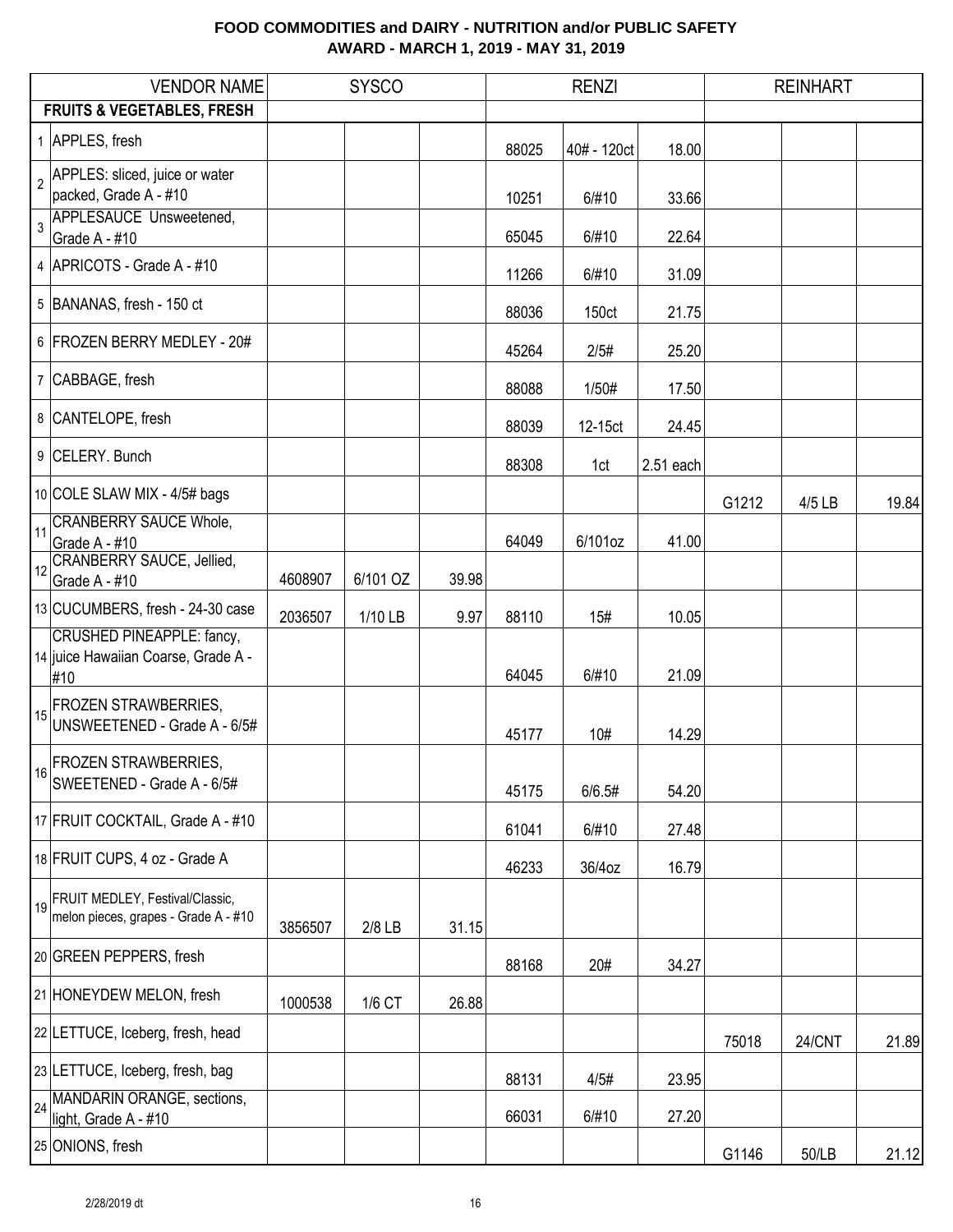**FOOD COMMODITIES and DAIRY - NUTRITION and/or PUBLIC SAFETY**
**AWARD - MARCH 1, 2019 - MAY 31, 2019**

| | VENDOR NAME | SYSCO | | | RENZI | | | REINHART | | |
|---|---|---|---|---|---|---|---|---|---|---|
| | **FRUITS & VEGETABLES, FRESH** | | | | | | | | | |
| 1 | APPLES, fresh | | | | 88025 | 40# - 120ct | 18.00 | | | |
| 2 | APPLES: sliced, juice or water packed, Grade A - #10 | | | | 10251 | 6/#10 | 33.66 | | | |
| 3 | APPLESAUCE Unsweetened, Grade A - #10 | | | | 65045 | 6/#10 | 22.64 | | | |
| 4 | APRICOTS - Grade A - #10 | | | | 11266 | 6/#10 | 31.09 | | | |
| 5 | BANANAS, fresh - 150 ct | | | | 88036 | 150ct | 21.75 | | | |
| 6 | FROZEN BERRY MEDLEY - 20# | | | | 45264 | 2/5# | 25.20 | | | |
| 7 | CABBAGE, fresh | | | | 88088 | 1/50# | 17.50 | | | |
| 8 | CANTELOPE, fresh | | | | 88039 | 12-15ct | 24.45 | | | |
| 9 | CELERY. Bunch | | | | 88308 | 1ct | 2.51 each | | | |
| 10 | COLE SLAW MIX - 4/5# bags | | | | | | | G1212 | 4/5 LB | 19.84 |
| 11 | CRANBERRY SAUCE Whole, Grade A - #10 | | | | 64049 | 6/101oz | 41.00 | | | |
| 12 | CRANBERRY SAUCE, Jellied, Grade A - #10 | 4608907 | 6/101 OZ | 39.98 | | | | | | |
| 13 | CUCUMBERS, fresh - 24-30 case | 2036507 | 1/10 LB | 9.97 | 88110 | 15# | 10.05 | | | |
| 14 | CRUSHED PINEAPPLE: fancy, juice Hawaiian Coarse, Grade A - #10 | | | | 64045 | 6/#10 | 21.09 | | | |
| 15 | FROZEN STRAWBERRIES, UNSWEETENED - Grade A - 6/5# | | | | 45177 | 10# | 14.29 | | | |
| 16 | FROZEN STRAWBERRIES, SWEETENED - Grade A - 6/5# | | | | 45175 | 6/6.5# | 54.20 | | | |
| 17 | FRUIT COCKTAIL, Grade A - #10 | | | | 61041 | 6/#10 | 27.48 | | | |
| 18 | FRUIT CUPS, 4 oz - Grade A | | | | 46233 | 36/4oz | 16.79 | | | |
| 19 | FRUIT MEDLEY, Festival/Classic, melon pieces, grapes - Grade A - #10 | 3856507 | 2/8 LB | 31.15 | | | | | | |
| 20 | GREEN PEPPERS, fresh | | | | 88168 | 20# | 34.27 | | | |
| 21 | HONEYDEW MELON, fresh | 1000538 | 1/6 CT | 26.88 | | | | | | |
| 22 | LETTUCE, Iceberg, fresh, head | | | | | | | 75018 | 24/CNT | 21.89 |
| 23 | LETTUCE, Iceberg, fresh, bag | | | | 88131 | 4/5# | 23.95 | | | |
| 24 | MANDARIN ORANGE, sections, light, Grade A - #10 | | | | 66031 | 6/#10 | 27.20 | | | |
| 25 | ONIONS, fresh | | | | | | | G1146 | 50/LB | 21.12 |

2/28/2019 dt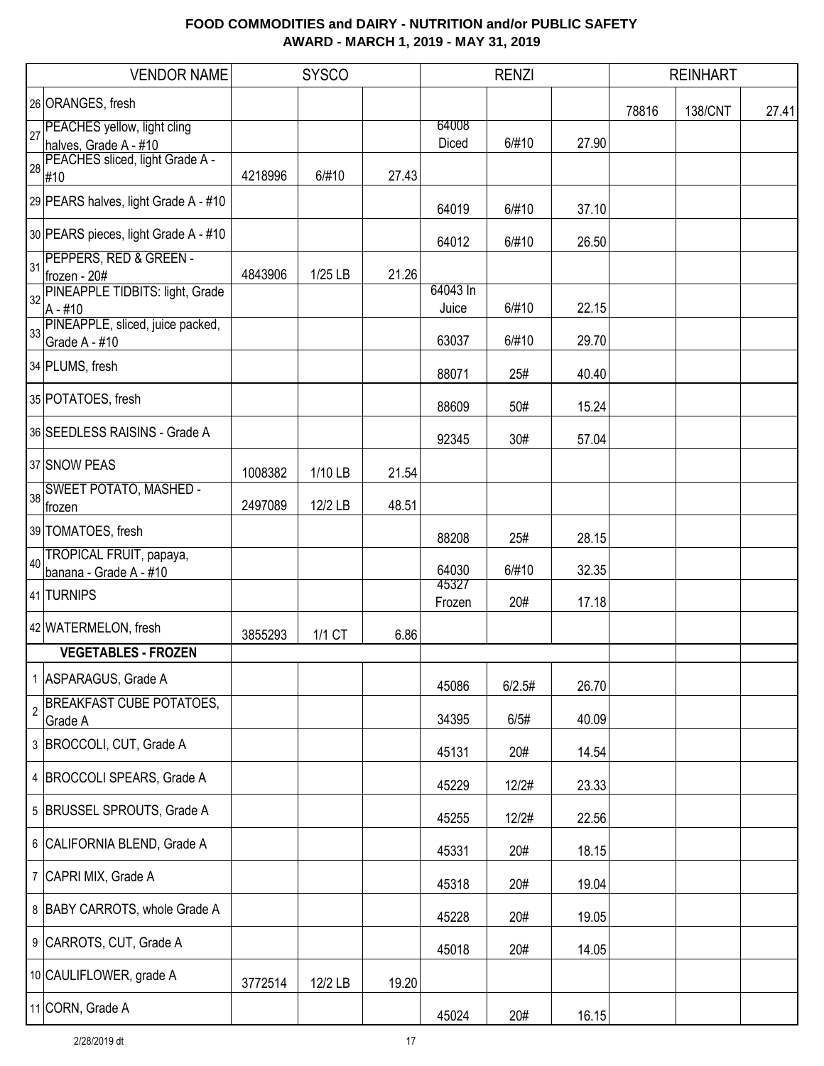## FOOD COMMODITIES and DAIRY - NUTRITION and/or PUBLIC SAFETY
## AWARD - MARCH 1, 2019 - MAY 31, 2019

| | VENDOR NAME | SYSCO | | | RENZI | | | REINHART | | |
|---|---|---|---|---|---|---|---|---|---|---|
| 26 | ORANGES, fresh | | | | | | | 78816 | 138/CNT | 27.41 |
| 27 | PEACHES yellow, light cling halves, Grade A - #10 | | | | 64008 Diced | 6/#10 | 27.90 | | | |
| 28 | PEACHES sliced, light Grade A - #10 | 4218996 | 6/#10 | 27.43 | | | | | | |
| 29 | PEARS halves, light Grade A - #10 | | | | 64019 | 6/#10 | 37.10 | | | |
| 30 | PEARS pieces, light Grade A - #10 | | | | 64012 | 6/#10 | 26.50 | | | |
| 31 | PEPPERS, RED & GREEN - frozen - 20# | 4843906 | 1/25 LB | 21.26 | | | | | | |
| 32 | PINEAPPLE TIDBITS: light, Grade A - #10 | | | | 64043 In Juice | 6/#10 | 22.15 | | | |
| 33 | PINEAPPLE, sliced, juice packed, Grade A - #10 | | | | 63037 | 6/#10 | 29.70 | | | |
| 34 | PLUMS, fresh | | | | 88071 | 25# | 40.40 | | | |
| 35 | POTATOES, fresh | | | | 88609 | 50# | 15.24 | | | |
| 36 | SEEDLESS RAISINS - Grade A | | | | 92345 | 30# | 57.04 | | | |
| 37 | SNOW PEAS | 1008382 | 1/10 LB | 21.54 | | | | | | |
| 38 | SWEET POTATO, MASHED - frozen | 2497089 | 12/2 LB | 48.51 | | | | | | |
| 39 | TOMATOES, fresh | | | | 88208 | 25# | 28.15 | | | |
| 40 | TROPICAL FRUIT, papaya, banana - Grade A - #10 | | | | 64030 | 6/#10 | 32.35 | | | |
| 41 | TURNIPS | | | | 45327 Frozen | 20# | 17.18 | | | |
| 42 | WATERMELON, fresh | 3855293 | 1/1 CT | 6.86 | | | | | | |
| | **VEGETABLES - FROZEN** | | | | | | | | | |
| 1 | ASPARAGUS, Grade A | | | | 45086 | 6/2.5# | 26.70 | | | |
| 2 | BREAKFAST CUBE POTATOES, Grade A | | | | 34395 | 6/5# | 40.09 | | | |
| 3 | BROCCOLI, CUT, Grade A | | | | 45131 | 20# | 14.54 | | | |
| 4 | BROCCOLI SPEARS, Grade A | | | | 45229 | 12/2# | 23.33 | | | |
| 5 | BRUSSEL SPROUTS, Grade A | | | | 45255 | 12/2# | 22.56 | | | |
| 6 | CALIFORNIA BLEND, Grade A | | | | 45331 | 20# | 18.15 | | | |
| 7 | CAPRI MIX, Grade A | | | | 45318 | 20# | 19.04 | | | |
| 8 | BABY CARROTS, whole Grade A | | | | 45228 | 20# | 19.05 | | | |
| 9 | CARROTS, CUT, Grade A | | | | 45018 | 20# | 14.05 | | | |
| 10 | CAULIFLOWER, grade A | 3772514 | 12/2 LB | 19.20 | | | | | | |
| 11 | CORN, Grade A | | | | 45024 | 20# | 16.15 | | | |

2/28/2019 dt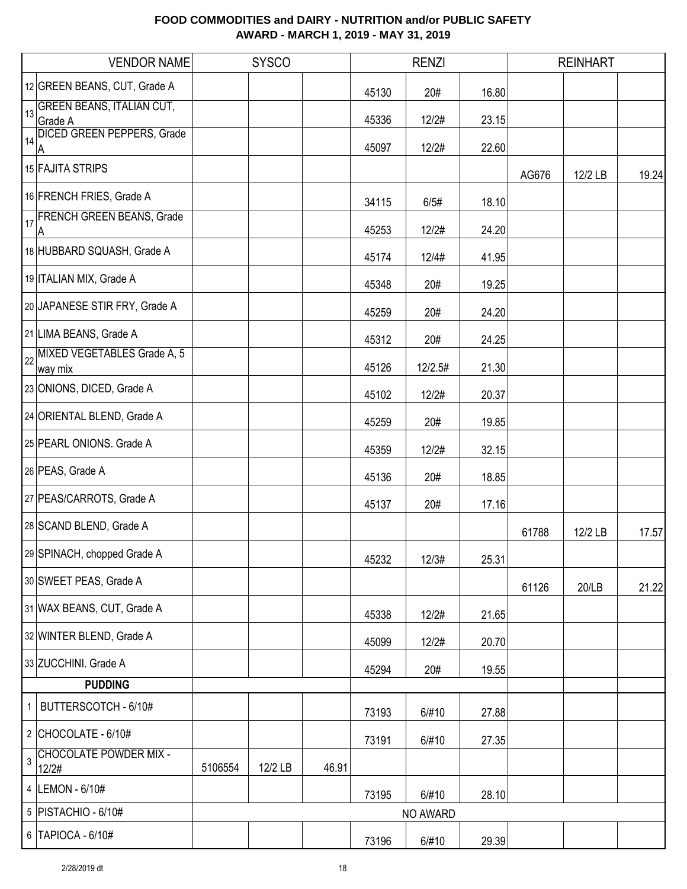## FOOD COMMODITIES and DAIRY - NUTRITION and/or PUBLIC SAFETY
## AWARD - MARCH 1, 2019 - MAY 31, 2019

| | VENDOR NAME | SYSCO | | | RENZI | | | REINHART | | |
|---|---|---|---|---|---|---|---|---|---|---|
| 12 | GREEN BEANS, CUT, Grade A | | | | 45130 | 20# | 16.80 | | | |
| 13 | GREEN BEANS, ITALIAN CUT, Grade A | | | | 45336 | 12/2# | 23.15 | | | |
| 14 | DICED GREEN PEPPERS, Grade A | | | | 45097 | 12/2# | 22.60 | | | |
| 15 | FAJITA STRIPS | | | | | | | AG676 | 12/2 LB | 19.24 |
| 16 | FRENCH FRIES, Grade A | | | | 34115 | 6/5# | 18.10 | | | |
| 17 | FRENCH GREEN BEANS, Grade A | | | | 45253 | 12/2# | 24.20 | | | |
| 18 | HUBBARD SQUASH, Grade A | | | | 45174 | 12/4# | 41.95 | | | |
| 19 | ITALIAN MIX, Grade A | | | | 45348 | 20# | 19.25 | | | |
| 20 | JAPANESE STIR FRY, Grade A | | | | 45259 | 20# | 24.20 | | | |
| 21 | LIMA BEANS, Grade A | | | | 45312 | 20# | 24.25 | | | |
| 22 | MIXED VEGETABLES Grade A, 5 way mix | | | | 45126 | 12/2.5# | 21.30 | | | |
| 23 | ONIONS, DICED, Grade A | | | | 45102 | 12/2# | 20.37 | | | |
| 24 | ORIENTAL BLEND, Grade A | | | | 45259 | 20# | 19.85 | | | |
| 25 | PEARL ONIONS. Grade A | | | | 45359 | 12/2# | 32.15 | | | |
| 26 | PEAS, Grade A | | | | 45136 | 20# | 18.85 | | | |
| 27 | PEAS/CARROTS, Grade A | | | | 45137 | 20# | 17.16 | | | |
| 28 | SCAND BLEND, Grade A | | | | | | | 61788 | 12/2 LB | 17.57 |
| 29 | SPINACH, chopped Grade A | | | | 45232 | 12/3# | 25.31 | | | |
| 30 | SWEET PEAS, Grade A | | | | | | | 61126 | 20/LB | 21.22 |
| 31 | WAX BEANS, CUT, Grade A | | | | 45338 | 12/2# | 21.65 | | | |
| 32 | WINTER BLEND, Grade A | | | | 45099 | 12/2# | 20.70 | | | |
| 33 | ZUCCHINI. Grade A | | | | 45294 | 20# | 19.55 | | | |
| | **PUDDING** | | | | | | | | | |
| 1 | BUTTERSCOTCH - 6/10# | | | | 73193 | 6/#10 | 27.88 | | | |
| 2 | CHOCOLATE - 6/10# | | | | 73191 | 6/#10 | 27.35 | | | |
| 3 | CHOCOLATE POWDER MIX - 12/2# | 5106554 | 12/2 LB | 46.91 | | | | | | |
| 4 | LEMON - 6/10# | | | | 73195 | 6/#10 | 28.10 | | | |
| 5 | PISTACHIO - 6/10# | NO AWARD | | | | | | | | |
| 6 | TAPIOCA - 6/10# | | | | 73196 | 6/#10 | 29.39 | | | |

2/28/2019 dt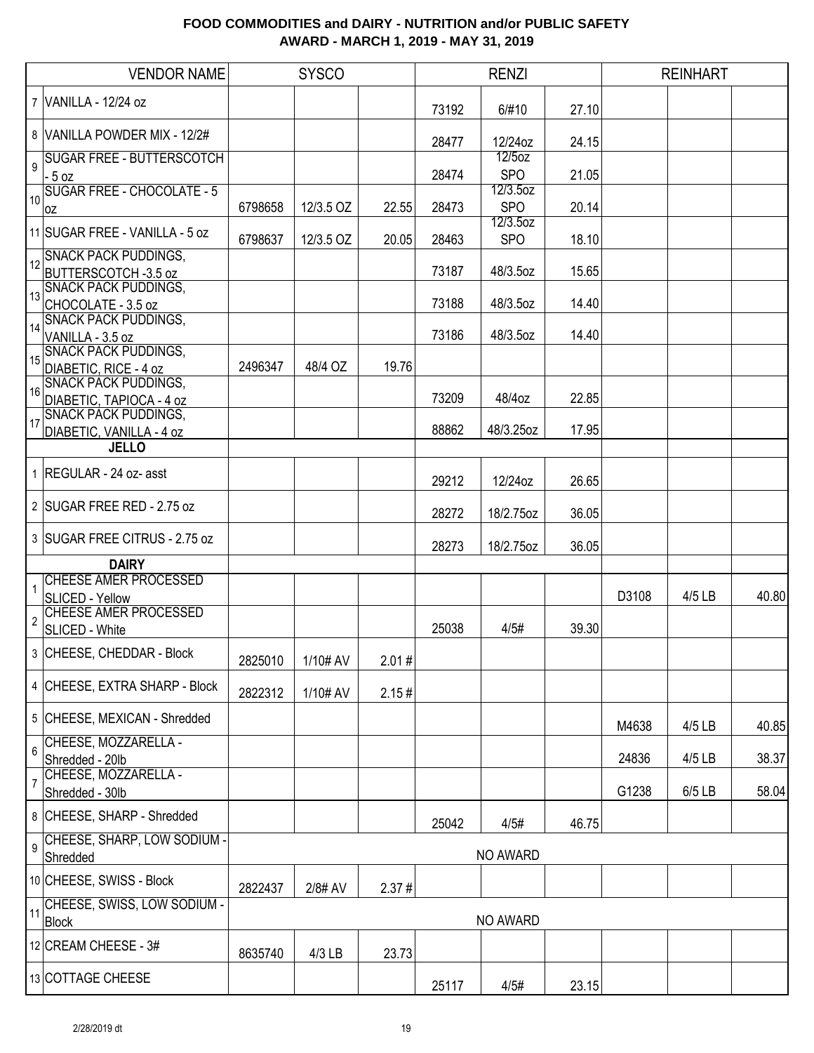**FOOD COMMODITIES and DAIRY - NUTRITION and/or PUBLIC SAFETY**
**AWARD - MARCH 1, 2019 - MAY 31, 2019**

| | VENDOR NAME | SYSCO | | | RENZI | | | REINHART | | |
|---|---|---|---|---|---|---|---|---|---|---|
| 7 | VANILLA - 12/24 oz | | | | 73192 | 6/#10 | 27.10 | | | |
| 8 | VANILLA POWDER MIX - 12/2# | | | | 28477 | 12/24oz | 24.15 | | | |
| 9 | SUGAR FREE - BUTTERSCOTCH - 5 oz | | | | 28474 | 12/5oz SPO | 21.05 | | | |
| 10 | SUGAR FREE - CHOCOLATE - 5 oz | 6798658 | 12/3.5 OZ | 22.55 | 28473 | 12/3.5oz SPO | 20.14 | | | |
| 11 | SUGAR FREE - VANILLA - 5 oz | 6798637 | 12/3.5 OZ | 20.05 | 28463 | 12/3.5oz SPO | 18.10 | | | |
| 12 | SNACK PACK PUDDINGS, BUTTERSCOTCH -3.5 oz | | | | 73187 | 48/3.5oz | 15.65 | | | |
| 13 | SNACK PACK PUDDINGS, CHOCOLATE - 3.5 oz | | | | 73188 | 48/3.5oz | 14.40 | | | |
| 14 | SNACK PACK PUDDINGS, VANILLA - 3.5 oz | | | | 73186 | 48/3.5oz | 14.40 | | | |
| 15 | SNACK PACK PUDDINGS, DIABETIC, RICE - 4 oz | 2496347 | 48/4 OZ | 19.76 | | | | | | |
| 16 | SNACK PACK PUDDINGS, DIABETIC, TAPIOCA - 4 oz | | | | 73209 | 48/4oz | 22.85 | | | |
| 17 | SNACK PACK PUDDINGS, DIABETIC, VANILLA - 4 oz | | | | 88862 | 48/3.25oz | 17.95 | | | |
| | **JELLO** | | | | | | | | | |
| 1 | REGULAR - 24 oz- asst | | | | 29212 | 12/24oz | 26.65 | | | |
| 2 | SUGAR FREE RED - 2.75 oz | | | | 28272 | 18/2.75oz | 36.05 | | | |
| 3 | SUGAR FREE CITRUS - 2.75 oz | | | | 28273 | 18/2.75oz | 36.05 | | | |
| | **DAIRY** | | | | | | | | | |
| 1 | CHEESE AMER PROCESSED SLICED - Yellow | | | | | | | D3108 | 4/5 LB | 40.80 |
| 2 | CHEESE AMER PROCESSED SLICED - White | | | | 25038 | 4/5# | 39.30 | | | |
| 3 | CHEESE, CHEDDAR - Block | 2825010 | 1/10# AV | 2.01 # | | | | | | |
| 4 | CHEESE, EXTRA SHARP - Block | 2822312 | 1/10# AV | 2.15 # | | | | | | |
| 5 | CHEESE, MEXICAN - Shredded | | | | | | | M4638 | 4/5 LB | 40.85 |
| 6 | CHEESE, MOZZARELLA - Shredded - 20lb | | | | | | | 24836 | 4/5 LB | 38.37 |
| 7 | CHEESE, MOZZARELLA - Shredded - 30lb | | | | | | | G1238 | 6/5 LB | 58.04 |
| 8 | CHEESE, SHARP - Shredded | | | | 25042 | 4/5# | 46.75 | | | |
| 9 | CHEESE, SHARP, LOW SODIUM - Shredded | NO AWARD | | | | | | | | |
| 10 | CHEESE, SWISS - Block | 2822437 | 2/8# AV | 2.37 # | | | | | | |
| 11 | CHEESE, SWISS, LOW SODIUM - Block | NO AWARD | | | | | | | | |
| 12 | CREAM CHEESE - 3# | 8635740 | 4/3 LB | 23.73 | | | | | | |
| 13 | COTTAGE CHEESE | | | | 25117 | 4/5# | 23.15 | | | |

2/28/2019 dt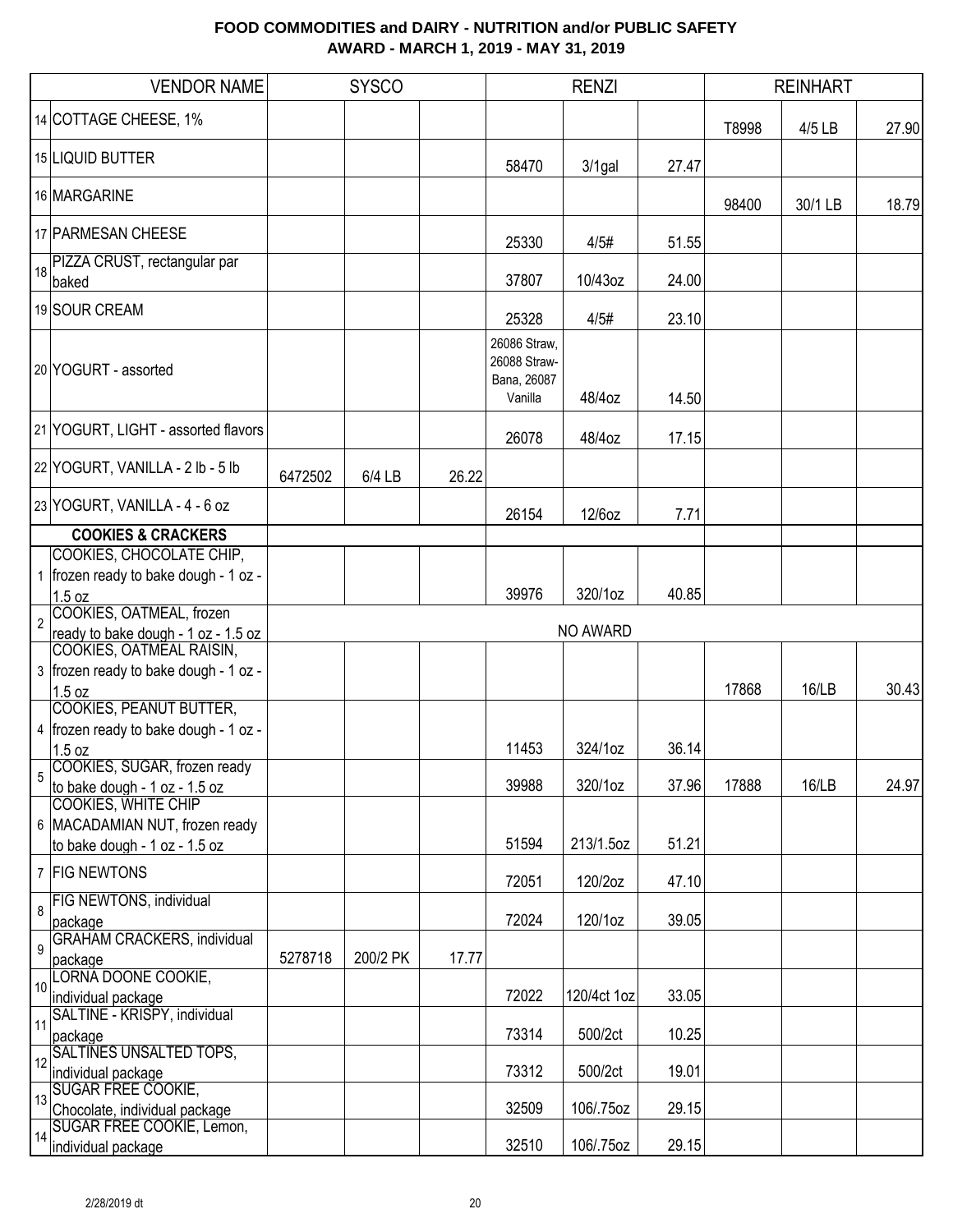# FOOD COMMODITIES and DAIRY - NUTRITION and/or PUBLIC SAFETY
## AWARD - MARCH 1, 2019 - MAY 31, 2019

| | VENDOR NAME | SYSCO | | | RENZI | | | REINHART | | |
|---|---|---|---|---|---|---|---|---|---|---|
| 14 | COTTAGE CHEESE, 1% | | | | | | | T8998 | 4/5 LB | 27.90 |
| 15 | LIQUID BUTTER | | | | 58470 | 3/1gal | 27.47 | | | |
| 16 | MARGARINE | | | | | | | 98400 | 30/1 LB | 18.79 |
| 17 | PARMESAN CHEESE | | | | 25330 | 4/5# | 51.55 | | | |
| 18 | PIZZA CRUST, rectangular par baked | | | | 37807 | 10/43oz | 24.00 | | | |
| 19 | SOUR CREAM | | | | 25328 | 4/5# | 23.10 | | | |
| 20 | YOGURT - assorted | | | | 26086 Straw, 26088 Straw-Bana, 26087 Vanilla | 48/4oz | 14.50 | | | |
| 21 | YOGURT, LIGHT - assorted flavors | | | | 26078 | 48/4oz | 17.15 | | | |
| 22 | YOGURT, VANILLA - 2 lb - 5 lb | 6472502 | 6/4 LB | 26.22 | | | | | | |
| 23 | YOGURT, VANILLA - 4 - 6 oz | | | | 26154 | 12/6oz | 7.71 | | | |
| | **COOKIES & CRACKERS** | | | | | | | | | |
| 1 | COOKIES, CHOCOLATE CHIP, frozen ready to bake dough - 1 oz - 1.5 oz | | | | 39976 | 320/1oz | 40.85 | | | |
| 2 | COOKIES, OATMEAL, frozen ready to bake dough - 1 oz - 1.5 oz | | | | | NO AWARD | | | | |
| 3 | COOKIES, OATMEAL RAISIN, frozen ready to bake dough - 1 oz - 1.5 oz | | | | | | | 17868 | 16/LB | 30.43 |
| 4 | COOKIES, PEANUT BUTTER, frozen ready to bake dough - 1 oz - 1.5 oz | | | | 11453 | 324/1oz | 36.14 | | | |
| 5 | COOKIES, SUGAR, frozen ready to bake dough - 1 oz - 1.5 oz | | | | 39988 | 320/1oz | 37.96 | 17888 | 16/LB | 24.97 |
| 6 | COOKIES, WHITE CHIP MACADAMIAN NUT, frozen ready to bake dough - 1 oz - 1.5 oz | | | | 51594 | 213/1.5oz | 51.21 | | | |
| 7 | FIG NEWTONS | | | | 72051 | 120/2oz | 47.10 | | | |
| 8 | FIG NEWTONS, individual package | | | | 72024 | 120/1oz | 39.05 | | | |
| 9 | GRAHAM CRACKERS, individual package | 5278718 | 200/2 PK | 17.77 | | | | | | |
| 10 | LORNA DOONE COOKIE, individual package | | | | 72022 | 120/4ct 1oz | 33.05 | | | |
| 11 | SALTINE - KRISPY, individual package | | | | 73314 | 500/2ct | 10.25 | | | |
| 12 | SALTINES UNSALTED TOPS, individual package | | | | 73312 | 500/2ct | 19.01 | | | |
| 13 | SUGAR FREE COOKIE, Chocolate, individual package | | | | 32509 | 106/.75oz | 29.15 | | | |
| 14 | SUGAR FREE COOKIE, Lemon, individual package | | | | 32510 | 106/.75oz | 29.15 | | | |

2/28/2019 dt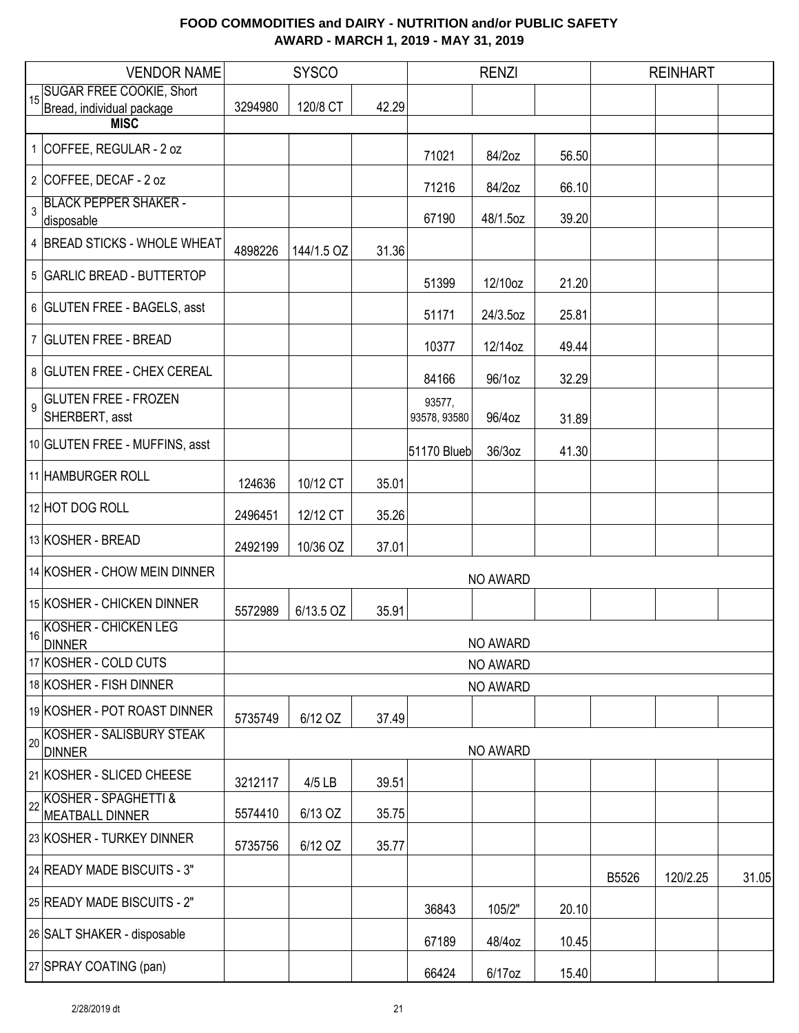## FOOD COMMODITIES and DAIRY - NUTRITION and/or PUBLIC SAFETY
## AWARD - MARCH 1, 2019 - MAY 31, 2019

| | VENDOR NAME | SYSCO | | | RENZI | | | REINHART | | |
|---|---|---|---|---|---|---|---|---|---|---|
| 15 | SUGAR FREE COOKIE, Short Bread, individual package | 3294980 | 120/8 CT | 42.29 | | | | | | |
| | **MISC** | | | | | | | | | |
| 1 | COFFEE, REGULAR - 2 oz | | | | 71021 | 84/2oz | 56.50 | | | |
| 2 | COFFEE, DECAF - 2 oz | | | | 71216 | 84/2oz | 66.10 | | | |
| 3 | BLACK PEPPER SHAKER - disposable | | | | 67190 | 48/1.5oz | 39.20 | | | |
| 4 | BREAD STICKS - WHOLE WHEAT | 4898226 | 144/1.5 OZ | 31.36 | | | | | | |
| 5 | GARLIC BREAD - BUTTERTOP | | | | 51399 | 12/10oz | 21.20 | | | |
| 6 | GLUTEN FREE - BAGELS, asst | | | | 51171 | 24/3.5oz | 25.81 | | | |
| 7 | GLUTEN FREE - BREAD | | | | 10377 | 12/14oz | 49.44 | | | |
| 8 | GLUTEN FREE - CHEX CEREAL | | | | 84166 | 96/1oz | 32.29 | | | |
| 9 | GLUTEN FREE - FROZEN SHERBERT, asst | | | | 93577, 93578, 93580 | 96/4oz | 31.89 | | | |
| 10 | GLUTEN FREE - MUFFINS, asst | | | | 51170 Blueb | 36/3oz | 41.30 | | | |
| 11 | HAMBURGER ROLL | 124636 | 10/12 CT | 35.01 | | | | | | |
| 12 | HOT DOG ROLL | 2496451 | 12/12 CT | 35.26 | | | | | | |
| 13 | KOSHER - BREAD | 2492199 | 10/36 OZ | 37.01 | | | | | | |
| 14 | KOSHER - CHOW MEIN DINNER | NO AWARD | | | | | | | | |
| 15 | KOSHER - CHICKEN DINNER | 5572989 | 6/13.5 OZ | 35.91 | | | | | | |
| 16 | KOSHER - CHICKEN LEG DINNER | NO AWARD | | | | | | | | |
| 17 | KOSHER - COLD CUTS | NO AWARD | | | | | | | | |
| 18 | KOSHER - FISH DINNER | NO AWARD | | | | | | | | |
| 19 | KOSHER - POT ROAST DINNER | 5735749 | 6/12 OZ | 37.49 | | | | | | |
| 20 | KOSHER - SALISBURY STEAK DINNER | NO AWARD | | | | | | | | |
| 21 | KOSHER - SLICED CHEESE | 3212117 | 4/5 LB | 39.51 | | | | | | |
| 22 | KOSHER - SPAGHETTI & MEATBALL DINNER | 5574410 | 6/13 OZ | 35.75 | | | | | | |
| 23 | KOSHER - TURKEY DINNER | 5735756 | 6/12 OZ | 35.77 | | | | | | |
| 24 | READY MADE BISCUITS - 3" | | | | | | | B5526 | 120/2.25 | 31.05 |
| 25 | READY MADE BISCUITS - 2" | | | | 36843 | 105/2" | 20.10 | | | |
| 26 | SALT SHAKER - disposable | | | | 67189 | 48/4oz | 10.45 | | | |
| 27 | SPRAY COATING (pan) | | | | 66424 | 6/17oz | 15.40 | | | |

2/28/2019 dt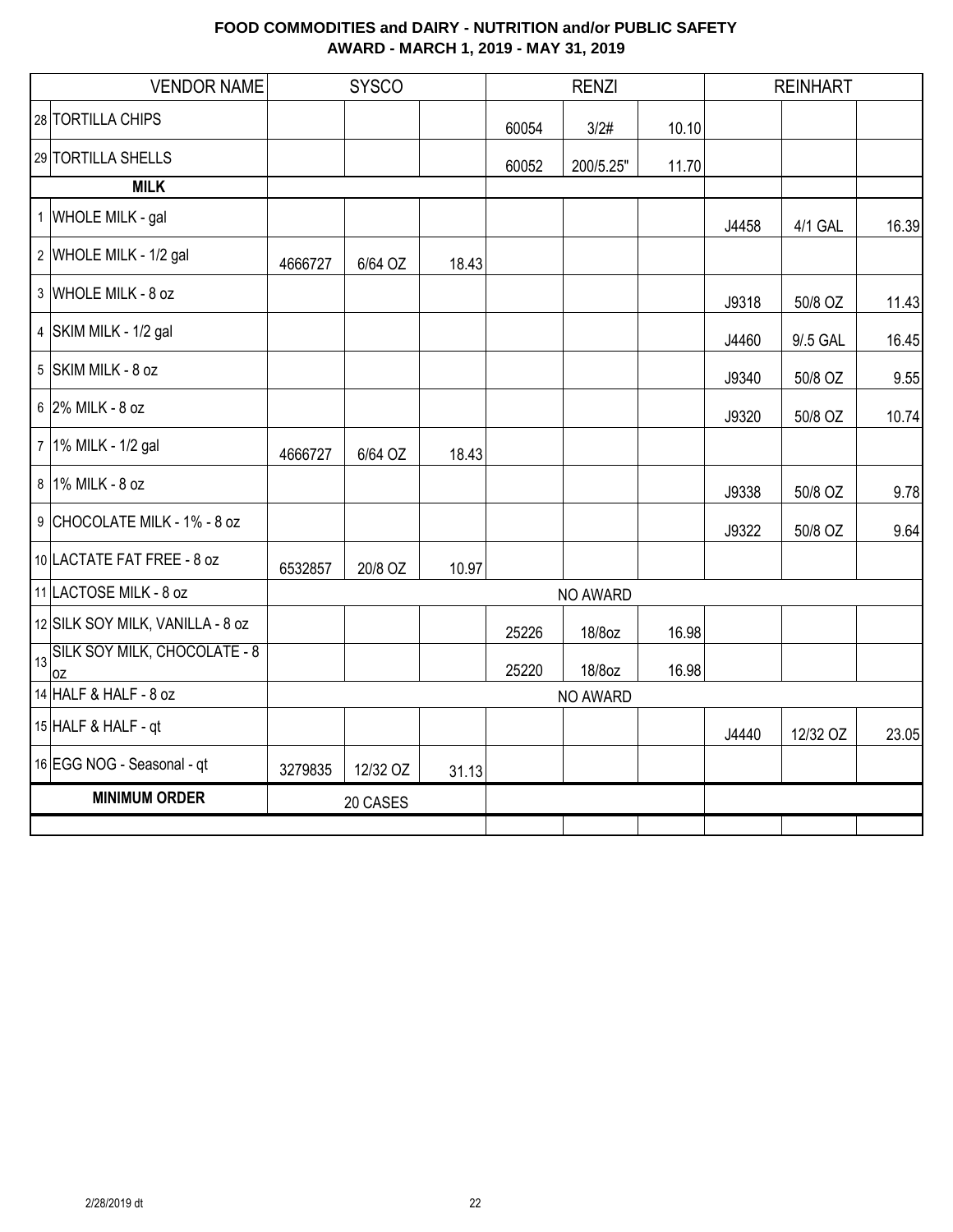**FOOD COMMODITIES and DAIRY - NUTRITION and/or PUBLIC SAFETY**
**AWARD - MARCH 1, 2019 - MAY 31, 2019**

| | VENDOR NAME | SYSCO | | | RENZI | | | REINHART | | |
|---|---|---|---|---|---|---|---|---|---|---|
| 28 | TORTILLA CHIPS | | | | 60054 | 3/2# | 10.10 | | | |
| 29 | TORTILLA SHELLS | | | | 60052 | 200/5.25" | 11.70 | | | |
| | **MILK** | | | | | | | | | |
| 1 | WHOLE MILK - gal | | | | | | | J4458 | 4/1 GAL | 16.39 |
| 2 | WHOLE MILK - 1/2 gal | 4666727 | 6/64 OZ | 18.43 | | | | | | |
| 3 | WHOLE MILK - 8 oz | | | | | | | J9318 | 50/8 OZ | 11.43 |
| 4 | SKIM MILK - 1/2 gal | | | | | | | J4460 | 9/.5 GAL | 16.45 |
| 5 | SKIM MILK - 8 oz | | | | | | | J9340 | 50/8 OZ | 9.55 |
| 6 | 2% MILK - 8 oz | | | | | | | J9320 | 50/8 OZ | 10.74 |
| 7 | 1% MILK - 1/2 gal | 4666727 | 6/64 OZ | 18.43 | | | | | | |
| 8 | 1% MILK - 8 oz | | | | | | | J9338 | 50/8 OZ | 9.78 |
| 9 | CHOCOLATE MILK - 1% - 8 oz | | | | | | | J9322 | 50/8 OZ | 9.64 |
| 10 | LACTATE FAT FREE - 8 oz | 6532857 | 20/8 OZ | 10.97 | | | | | | |
| 11 | LACTOSE MILK - 8 oz | | | | | NO AWARD | | | | |
| 12 | SILK SOY MILK, VANILLA - 8 oz | | | | 25226 | 18/8oz | 16.98 | | | |
| 13 | SILK SOY MILK, CHOCOLATE - 8 oz | | | | 25220 | 18/8oz | 16.98 | | | |
| 14 | HALF & HALF - 8 oz | | | | | NO AWARD | | | | |
| 15 | HALF & HALF - qt | | | | | | | J4440 | 12/32 OZ | 23.05 |
| 16 | EGG NOG - Seasonal - qt | 3279835 | 12/32 OZ | 31.13 | | | | | | |
| | **MINIMUM ORDER** | | 20 CASES | | | | | | | |
| | | | | | | | | | | |

2/28/2019 dt